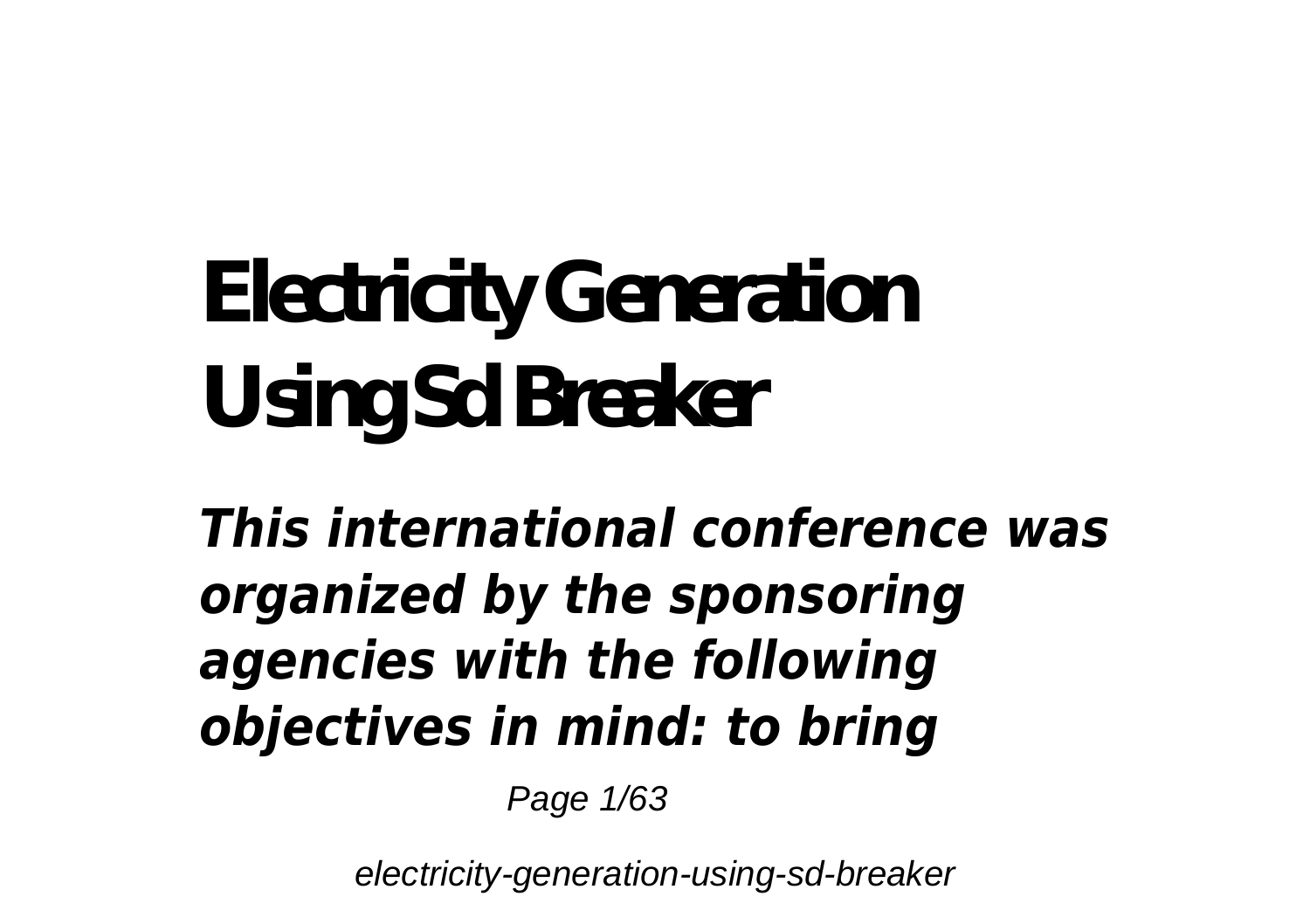# Electricity Generation Using Sd Breaker

***This international conference was organized by the sponsoring agencies with the following objectives in mind: to bring***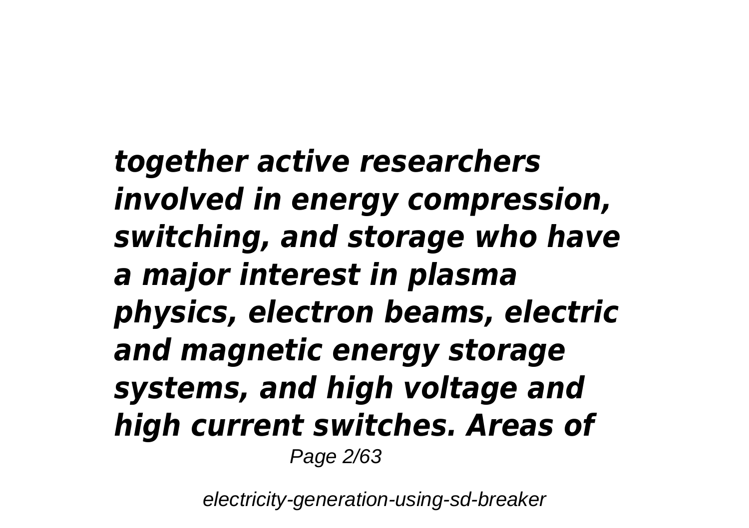*together active researchers involved in energy compression, switching, and storage who have a major interest in plasma physics, electron beams, electric and magnetic energy storage systems, and high voltage and high current switches. Areas of*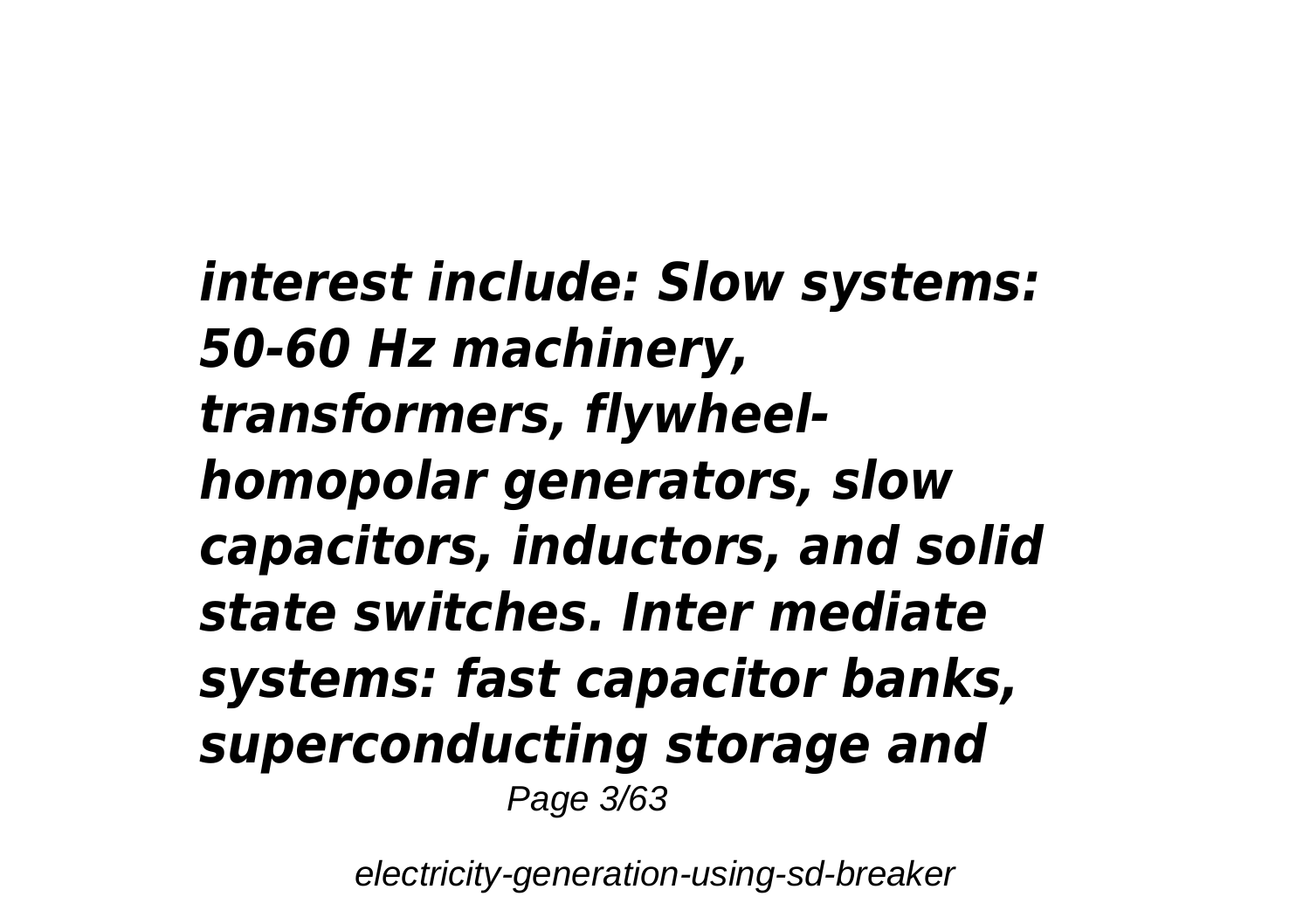*interest include: Slow systems: 50-60 Hz machinery, transformers, flywheel-homopolar generators, slow capacitors, inductors, and solid state switches. Inter mediate systems: fast capacitor banks, superconducting storage and*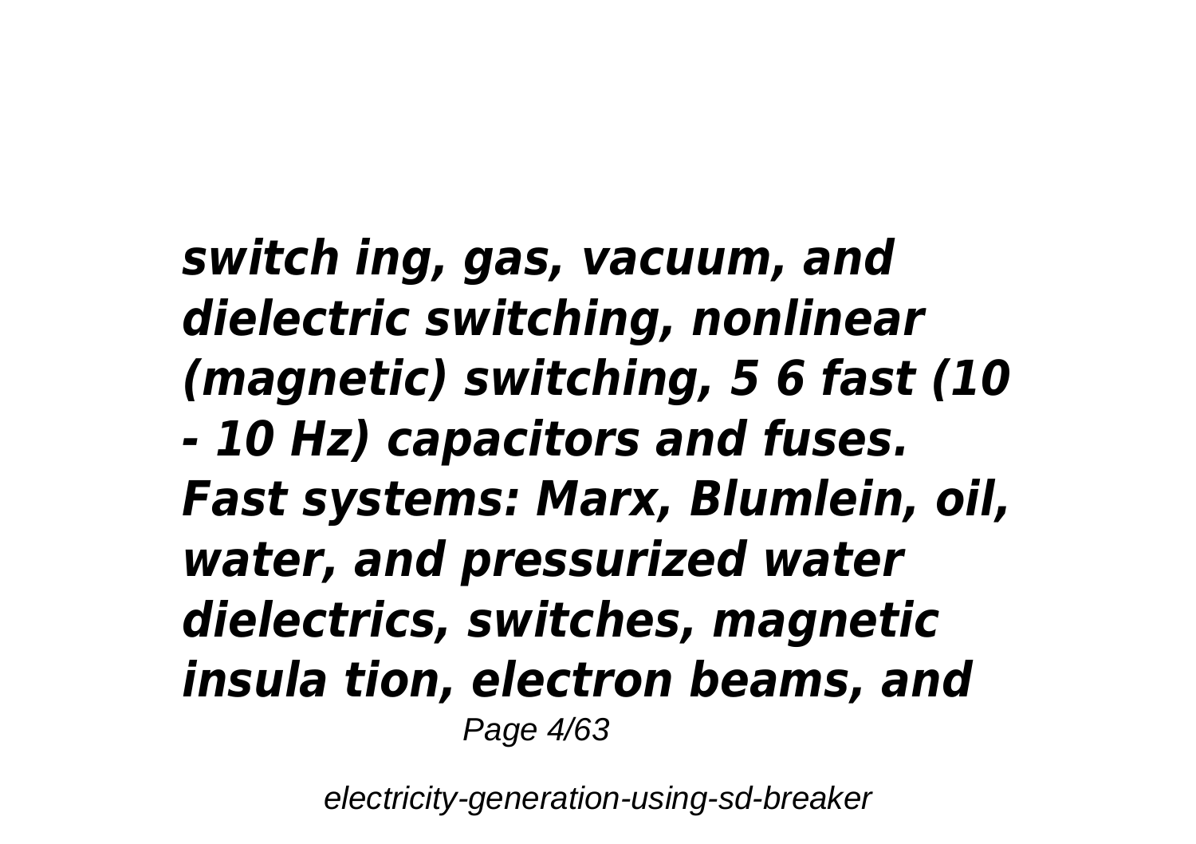*switch ing, gas, vacuum, and dielectric switching, nonlinear (magnetic) switching, 5 6 fast (10 - 10 Hz) capacitors and fuses. Fast systems: Marx, Blumlein, oil, water, and pressurized water dielectrics, switches, magnetic insula tion, electron beams, and*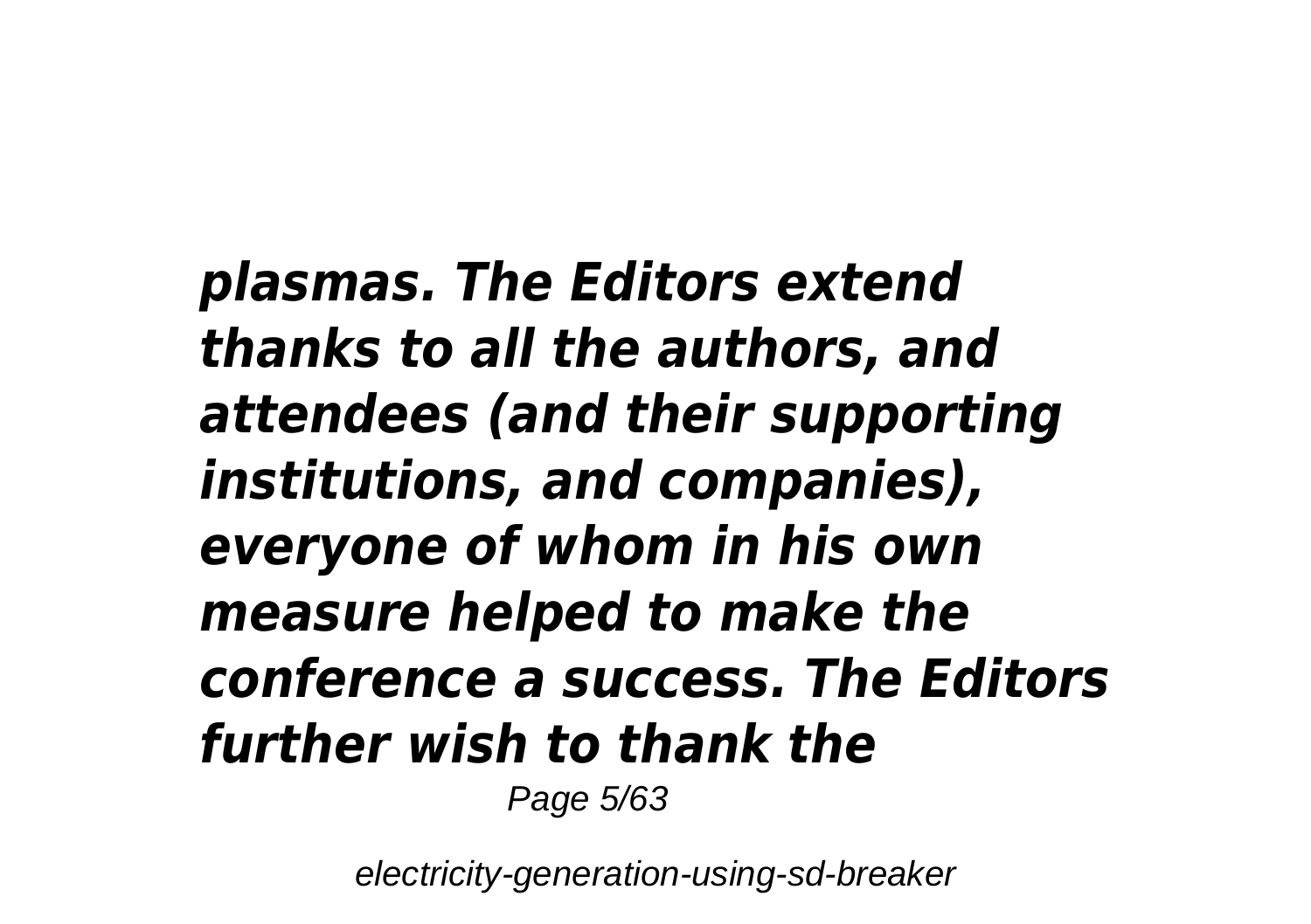***plasmas. The Editors extend thanks to all the authors, and attendees (and their supporting institutions, and companies), everyone of whom in his own measure helped to make the conference a success. The Editors further wish to thank the***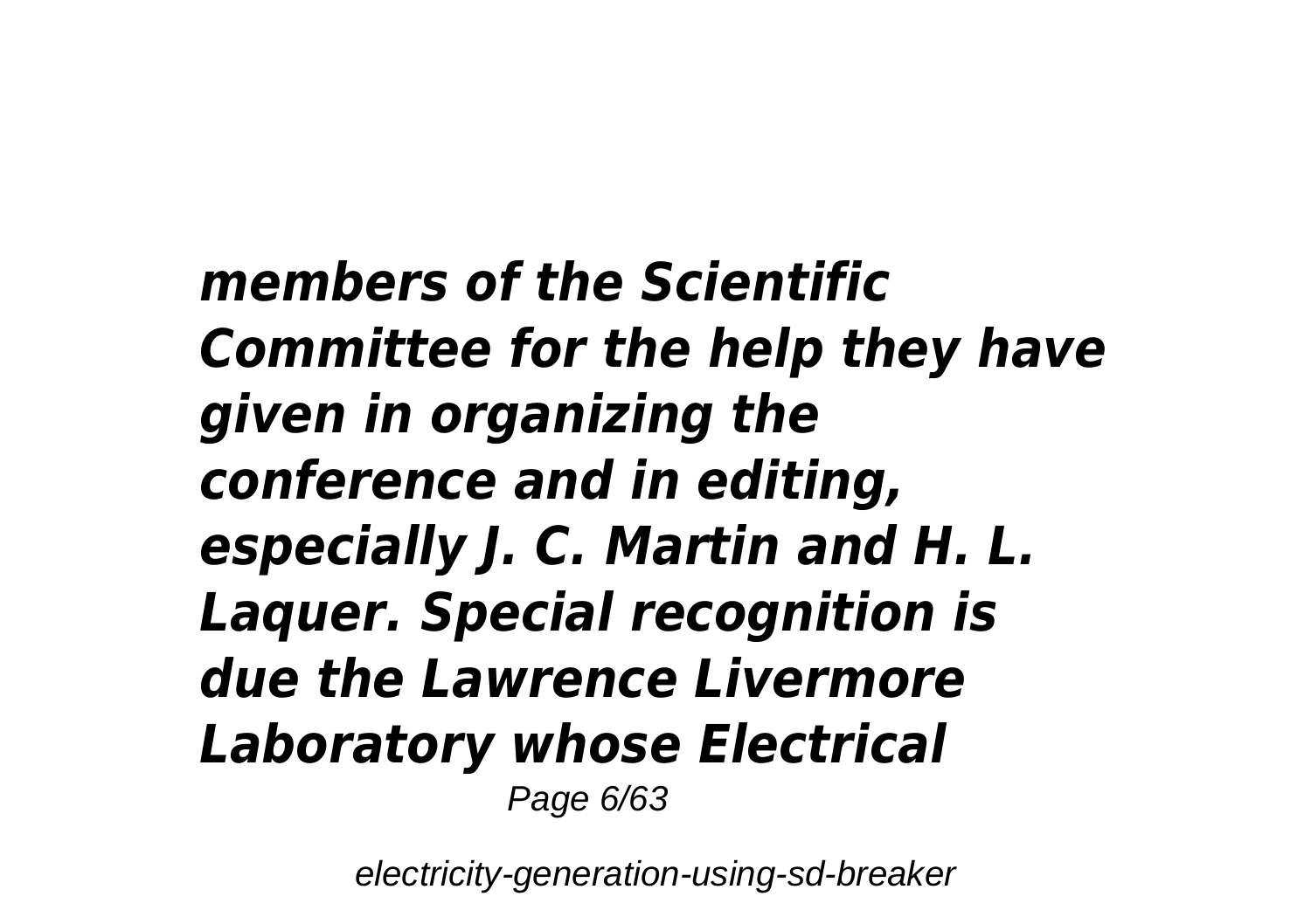***members of the Scientific Committee for the help they have given in organizing the conference and in editing, especially J. C. Martin and H. L. Laquer. Special recognition is due the Lawrence Livermore Laboratory whose Electrical***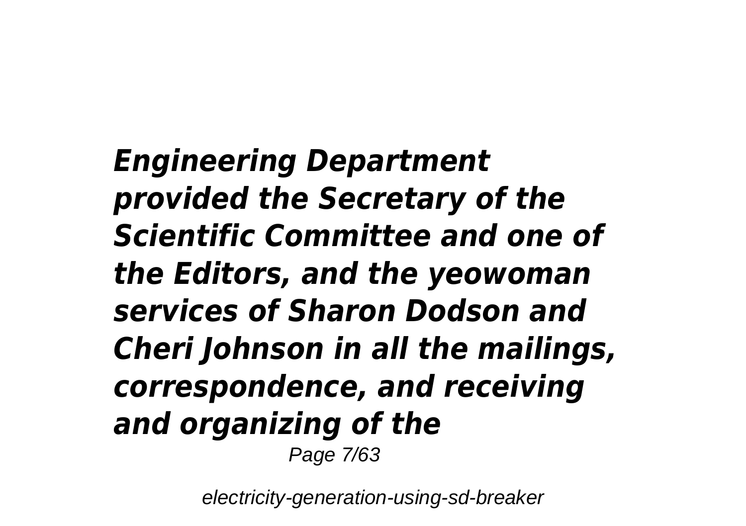***Engineering Department provided the Secretary of the Scientific Committee and one of the Editors, and the yeowoman services of Sharon Dodson and Cheri Johnson in all the mailings, correspondence, and receiving and organizing of the***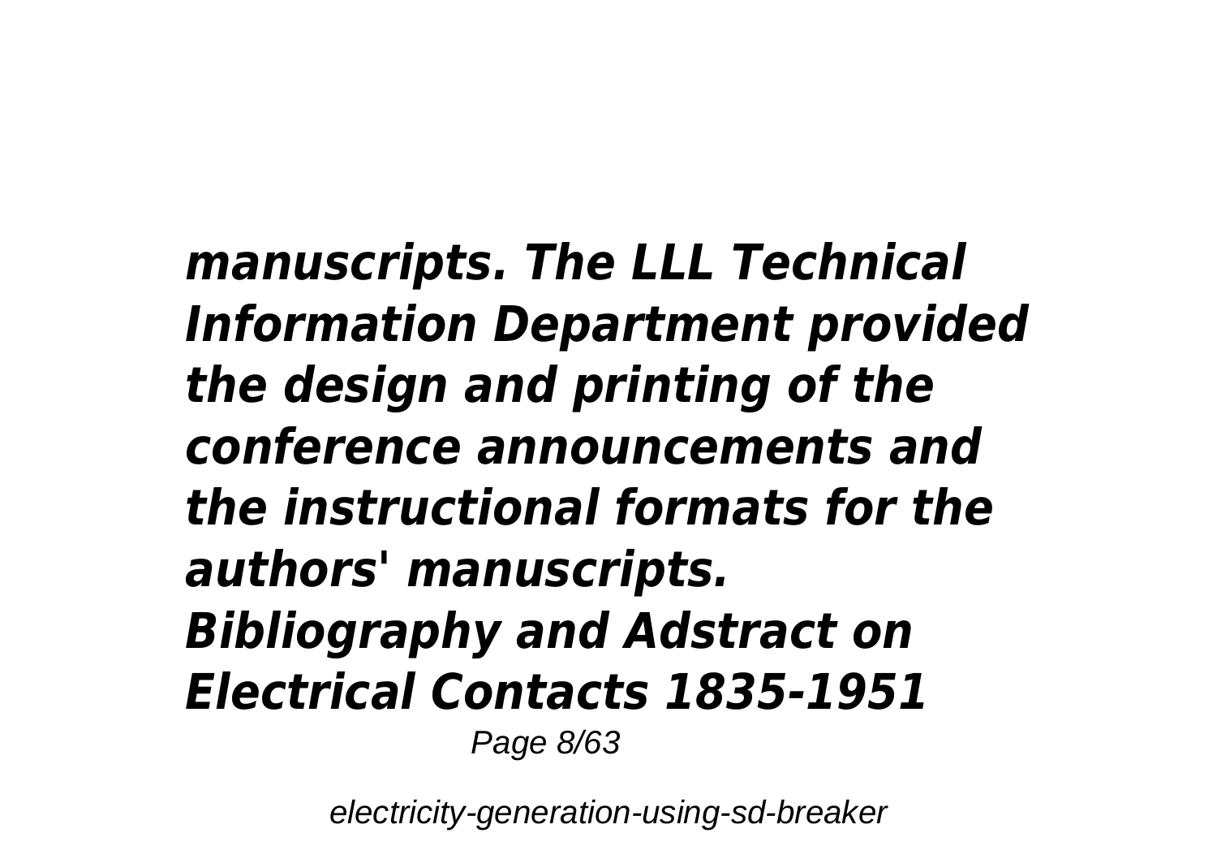*manuscripts. The LLL Technical Information Department provided the design and printing of the conference announcements and the instructional formats for the authors' manuscripts.*
***Bibliography and Adstract on Electrical Contacts 1835-1951***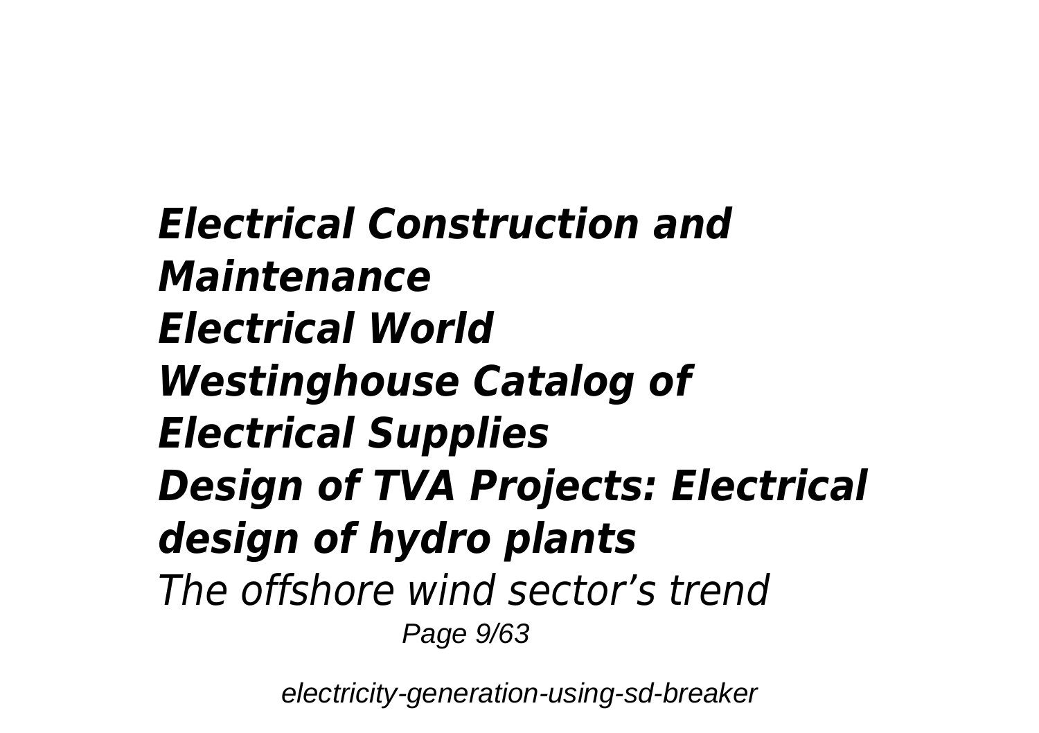***Electrical Construction and Maintenance***
***Electrical World***
***Westinghouse Catalog of Electrical Supplies***
***Design of TVA Projects: Electrical design of hydro plants***

*The offshore wind sector's trend*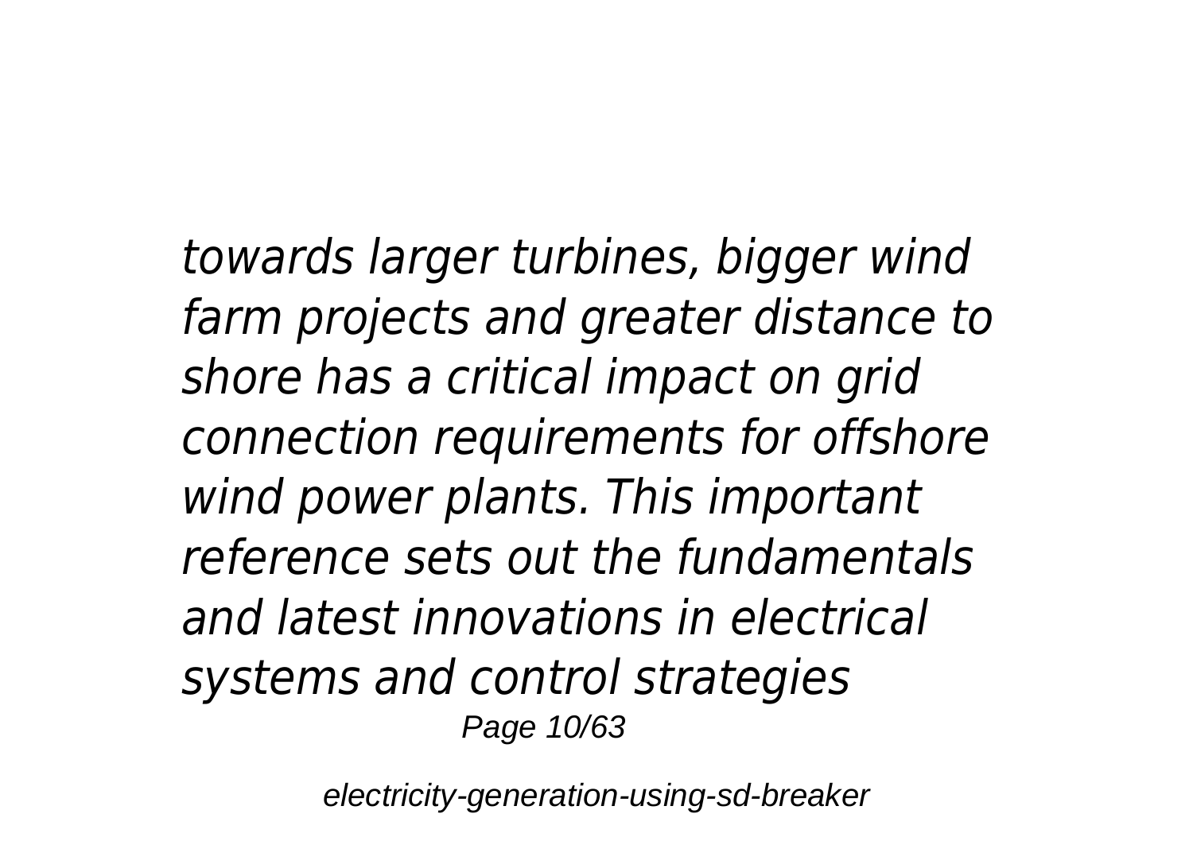*towards larger turbines, bigger wind farm projects and greater distance to shore has a critical impact on grid connection requirements for offshore wind power plants. This important reference sets out the fundamentals and latest innovations in electrical systems and control strategies*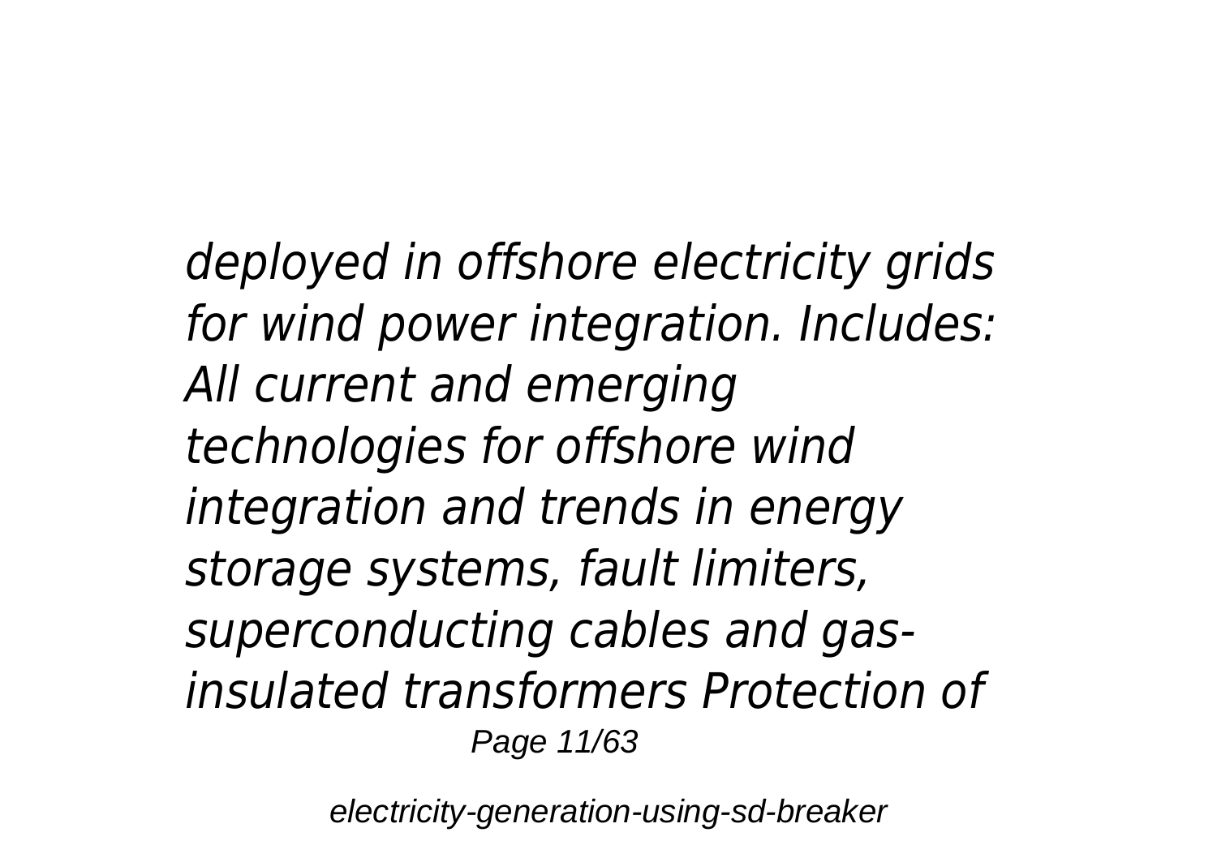*deployed in offshore electricity grids for wind power integration. Includes: All current and emerging technologies for offshore wind integration and trends in energy storage systems, fault limiters, superconducting cables and gas-insulated transformers Protection of*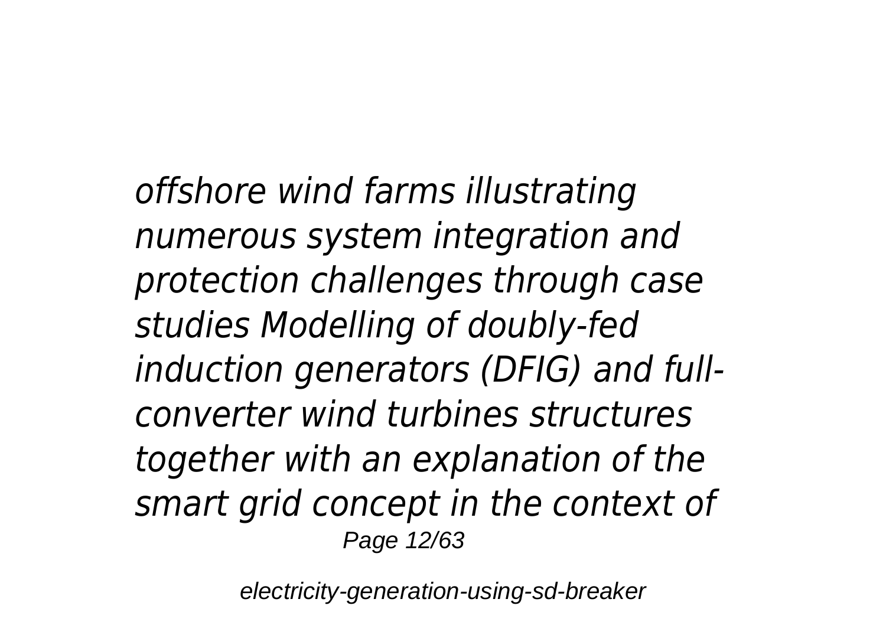*offshore wind farms illustrating numerous system integration and protection challenges through case studies Modelling of doubly-fed induction generators (DFIG) and full-converter wind turbines structures together with an explanation of the smart grid concept in the context of*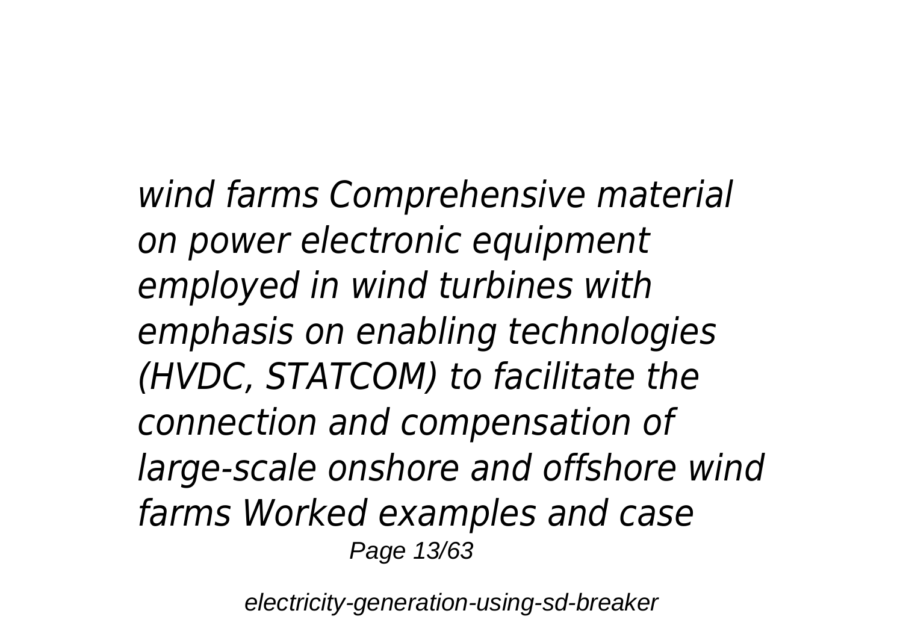*wind farms Comprehensive material on power electronic equipment employed in wind turbines with emphasis on enabling technologies (HVDC, STATCOM) to facilitate the connection and compensation of large-scale onshore and offshore wind farms Worked examples and case*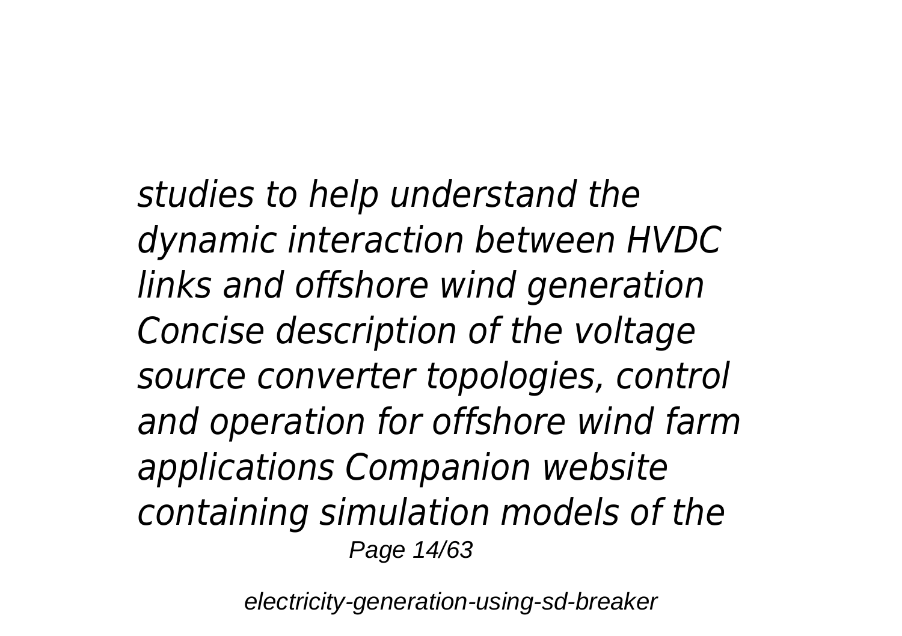*studies to help understand the dynamic interaction between HVDC links and offshore wind generation Concise description of the voltage source converter topologies, control and operation for offshore wind farm applications Companion website containing simulation models of the*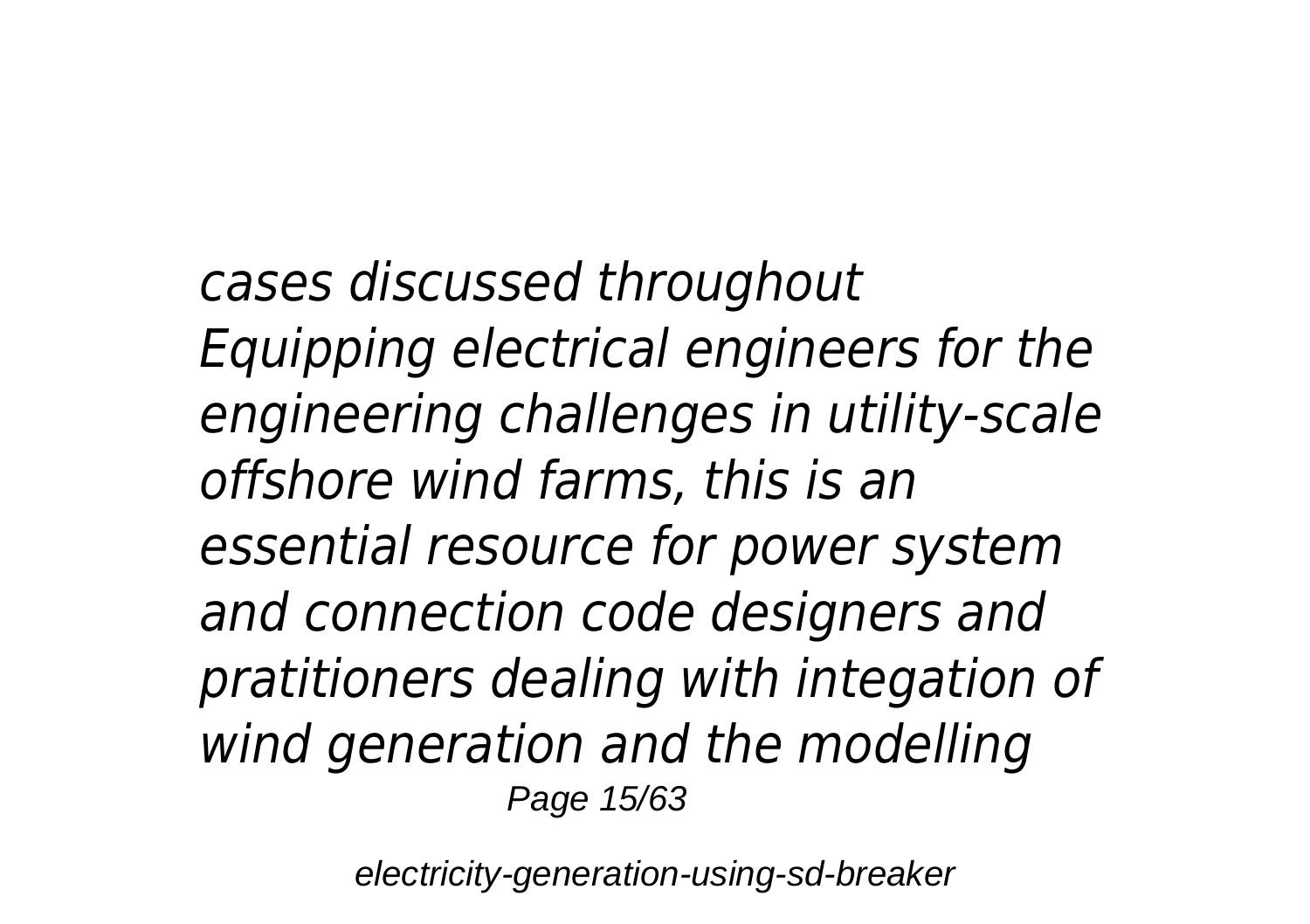*cases discussed throughout*
*Equipping electrical engineers for the engineering challenges in utility-scale offshore wind farms, this is an essential resource for power system and connection code designers and pratitioners dealing with integation of wind generation and the modelling*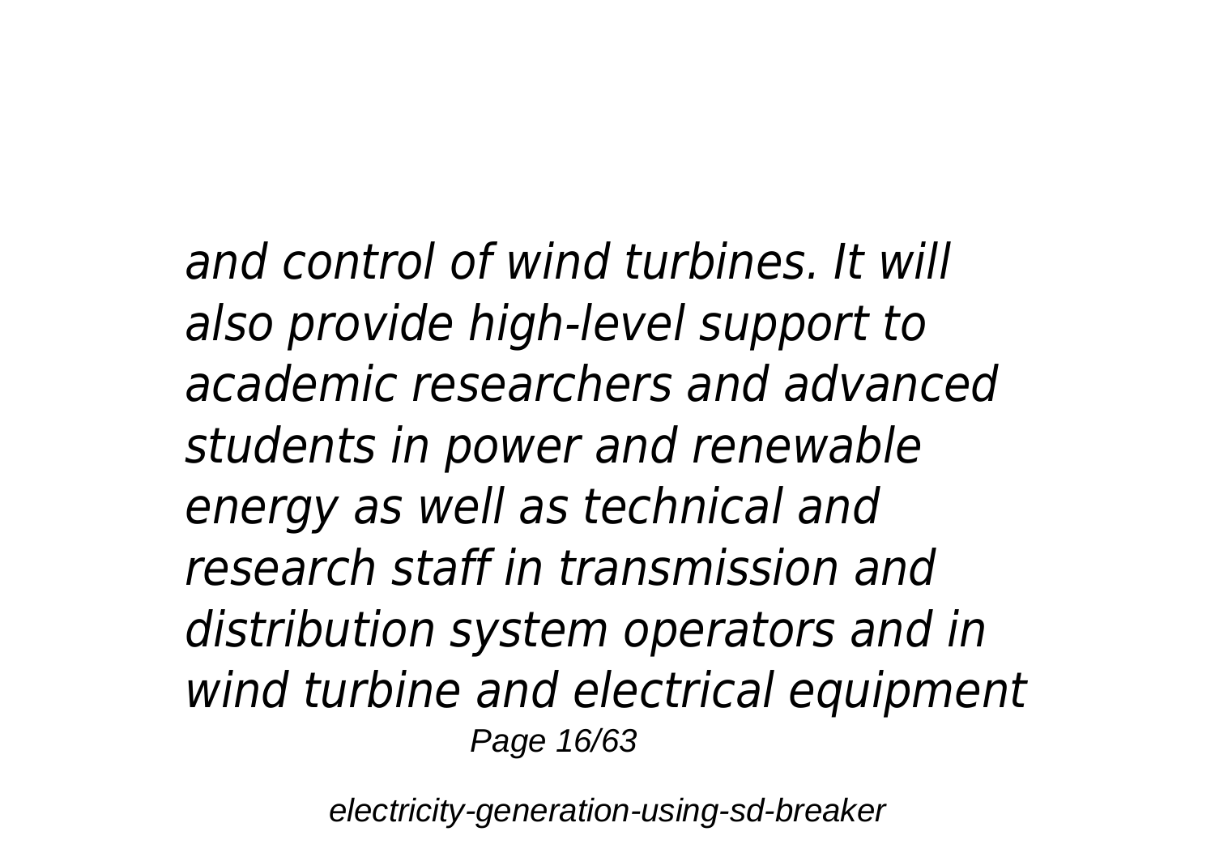*and control of wind turbines. It will also provide high-level support to academic researchers and advanced students in power and renewable energy as well as technical and research staff in transmission and distribution system operators and in wind turbine and electrical equipment*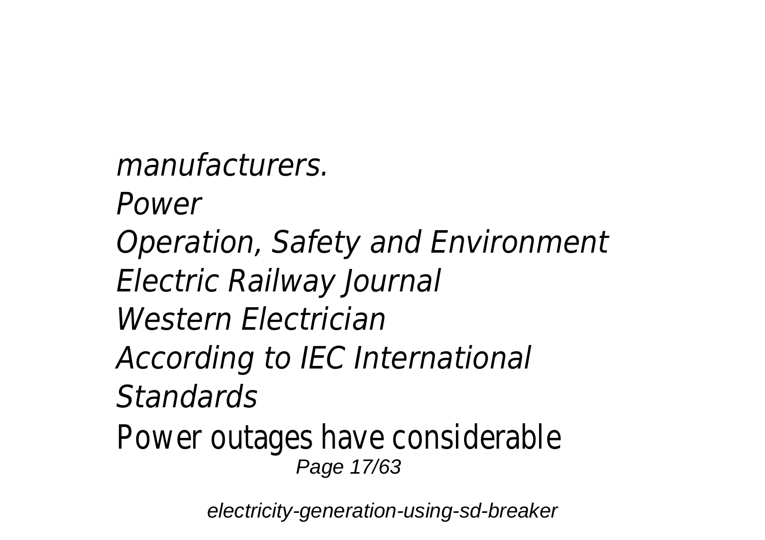*manufacturers.*
*Power*
*Operation, Safety and Environment*
*Electric Railway Journal*
*Western Electrician*
*According to IEC International Standards*

Power outages have considerable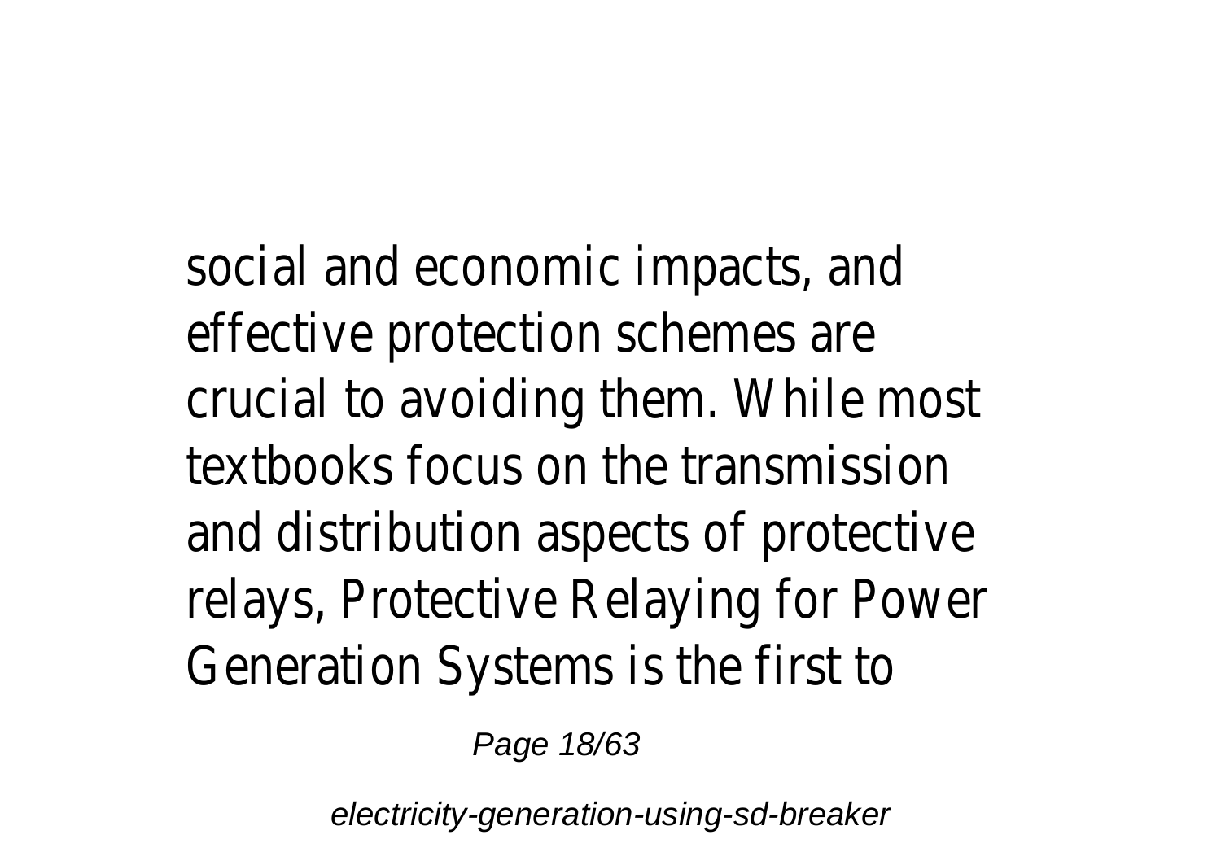social and economic impacts, and effective protection schemes are crucial to avoiding them. While most textbooks focus on the transmission and distribution aspects of protective relays, Protective Relaying for Power Generation Systems is the first to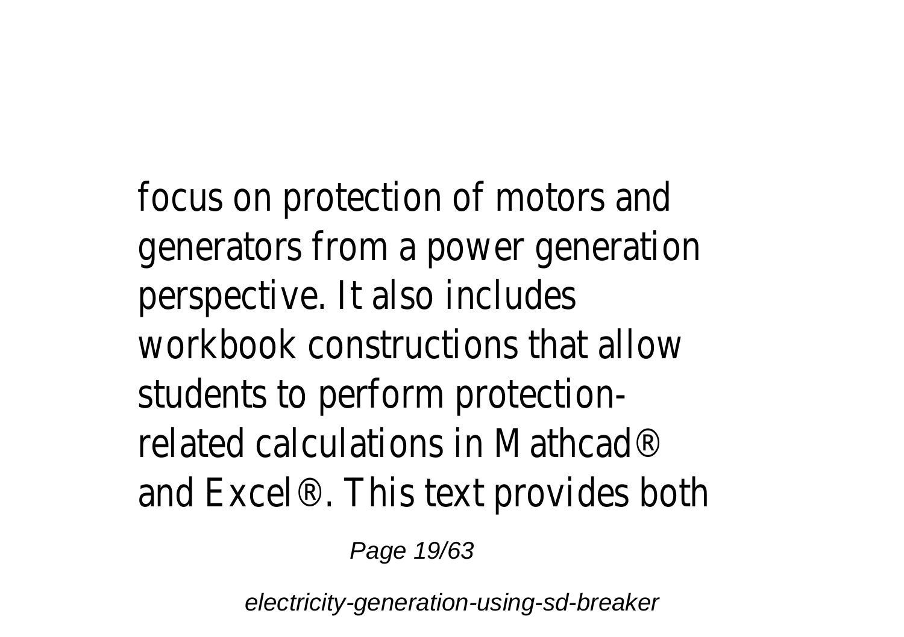focus on protection of motors and generators from a power generation perspective. It also includes workbook constructions that allow students to perform protection-related calculations in Mathcad® and Excel®. This text provides both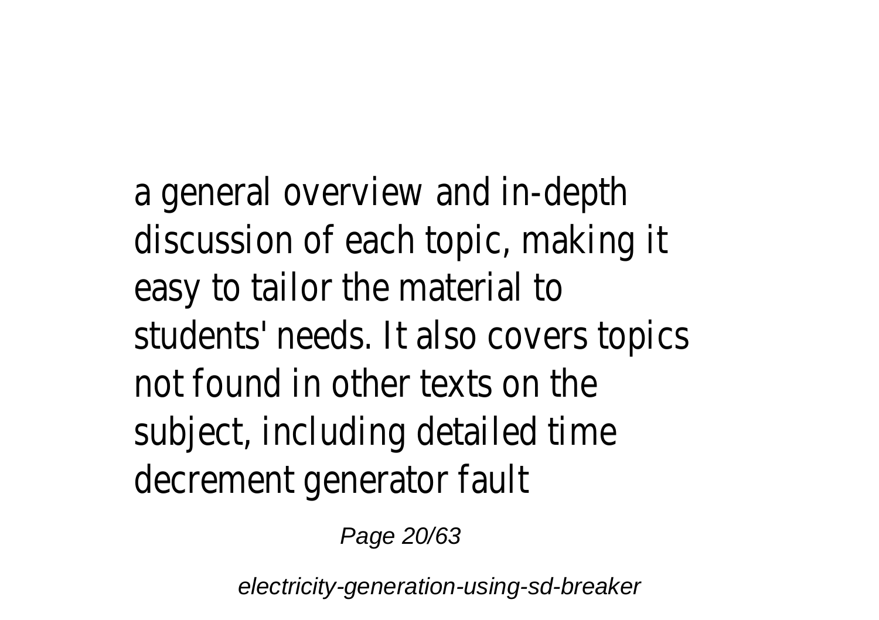a general overview and in-depth discussion of each topic, making it easy to tailor the material to students' needs. It also covers topics not found in other texts on the subject, including detailed time decrement generator fault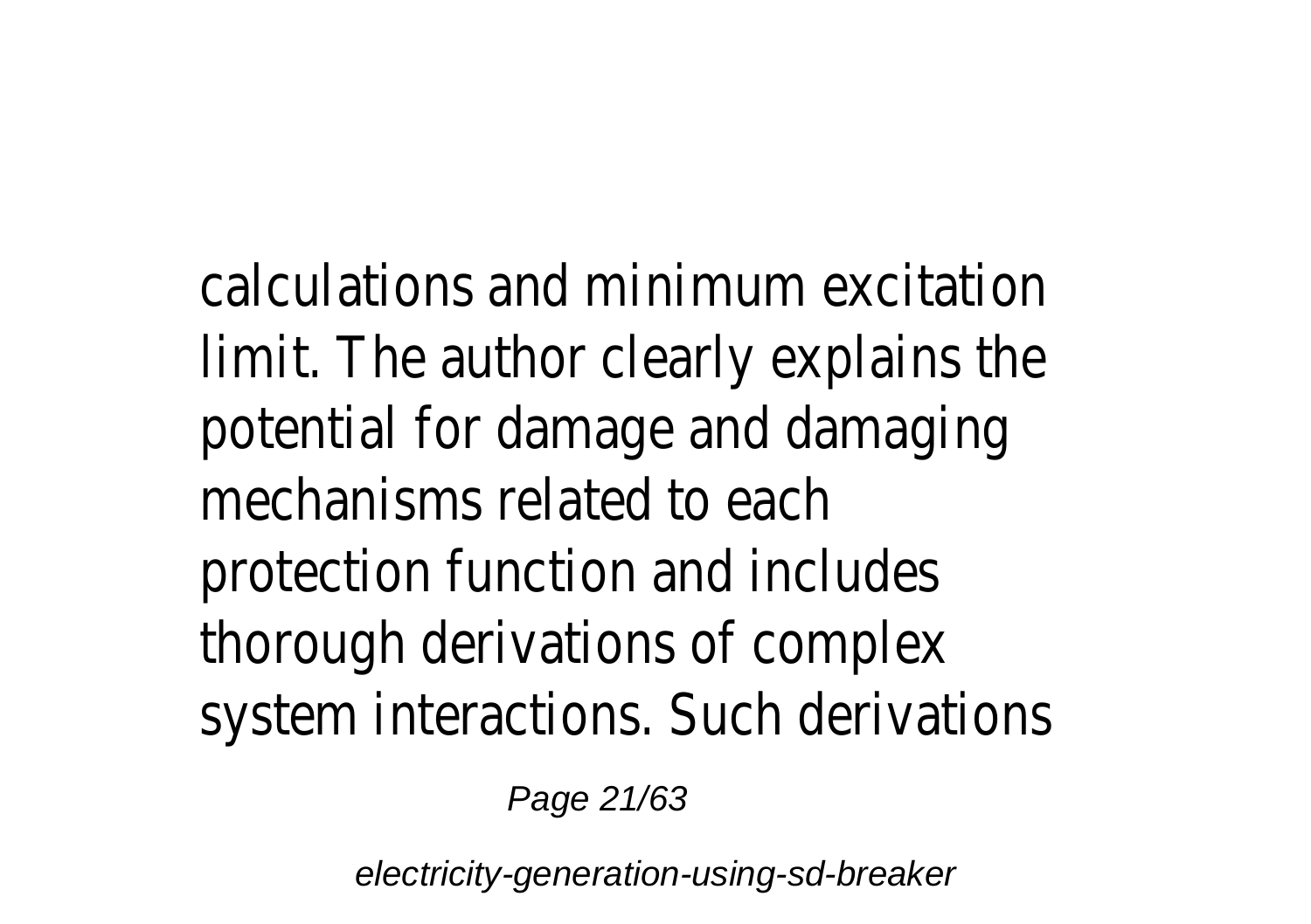calculations and minimum excitation limit. The author clearly explains the potential for damage and damaging mechanisms related to each protection function and includes thorough derivations of complex system interactions. Such derivations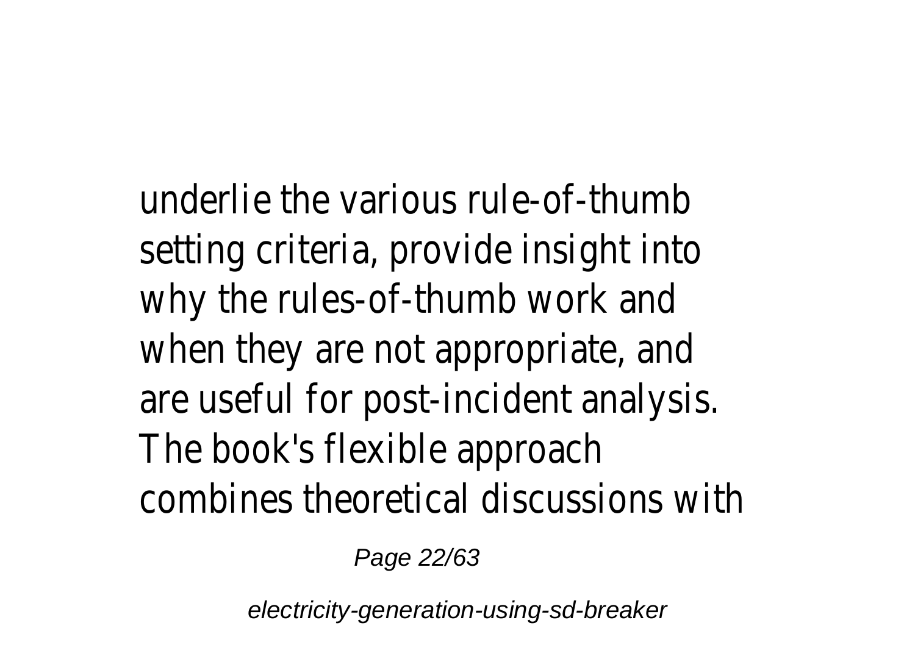underlie the various rule-of-thumb setting criteria, provide insight into why the rules-of-thumb work and when they are not appropriate, and are useful for post-incident analysis. The book's flexible approach combines theoretical discussions with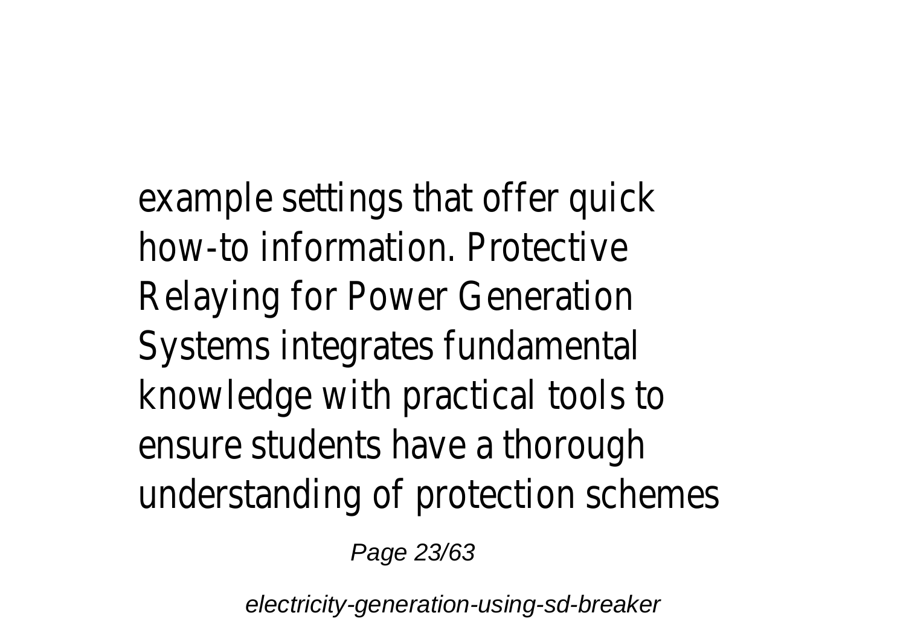example settings that offer quick how-to information. Protective Relaying for Power Generation Systems integrates fundamental knowledge with practical tools to ensure students have a thorough understanding of protection schemes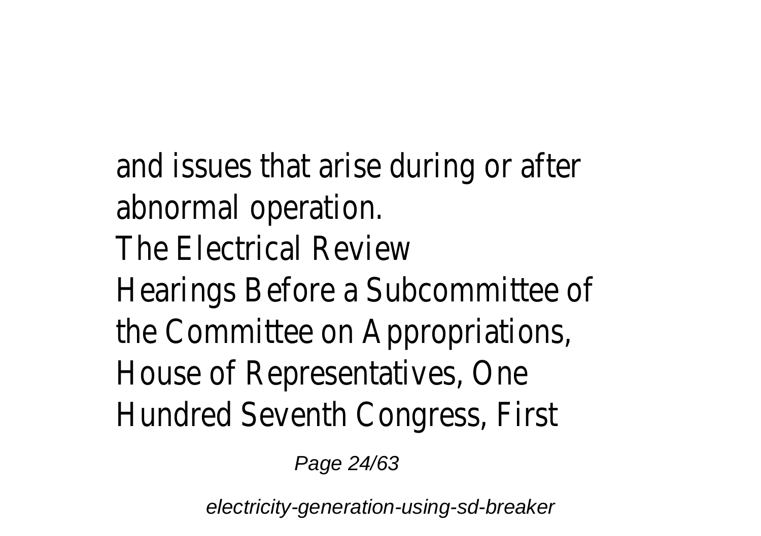and issues that arise during or after abnormal operation.

The Electrical Review

Hearings Before a Subcommittee of the Committee on Appropriations, House of Representatives, One Hundred Seventh Congress, First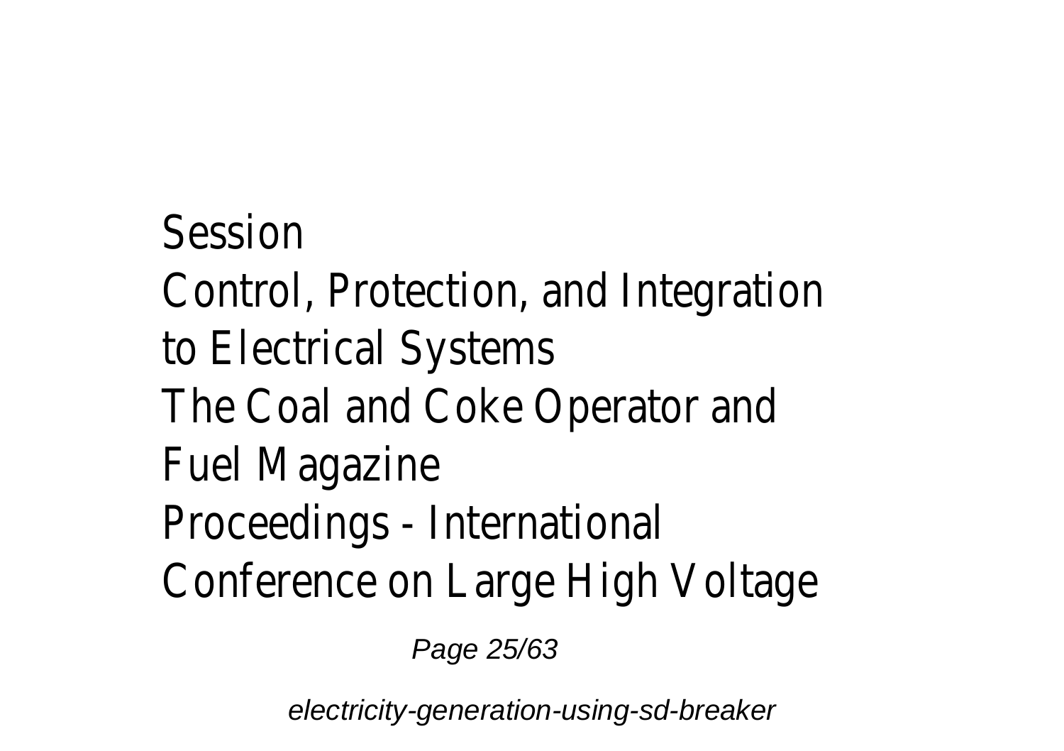Session
Control, Protection, and Integration to Electrical Systems
The Coal and Coke Operator and Fuel Magazine
Proceedings - International Conference on Large High Voltage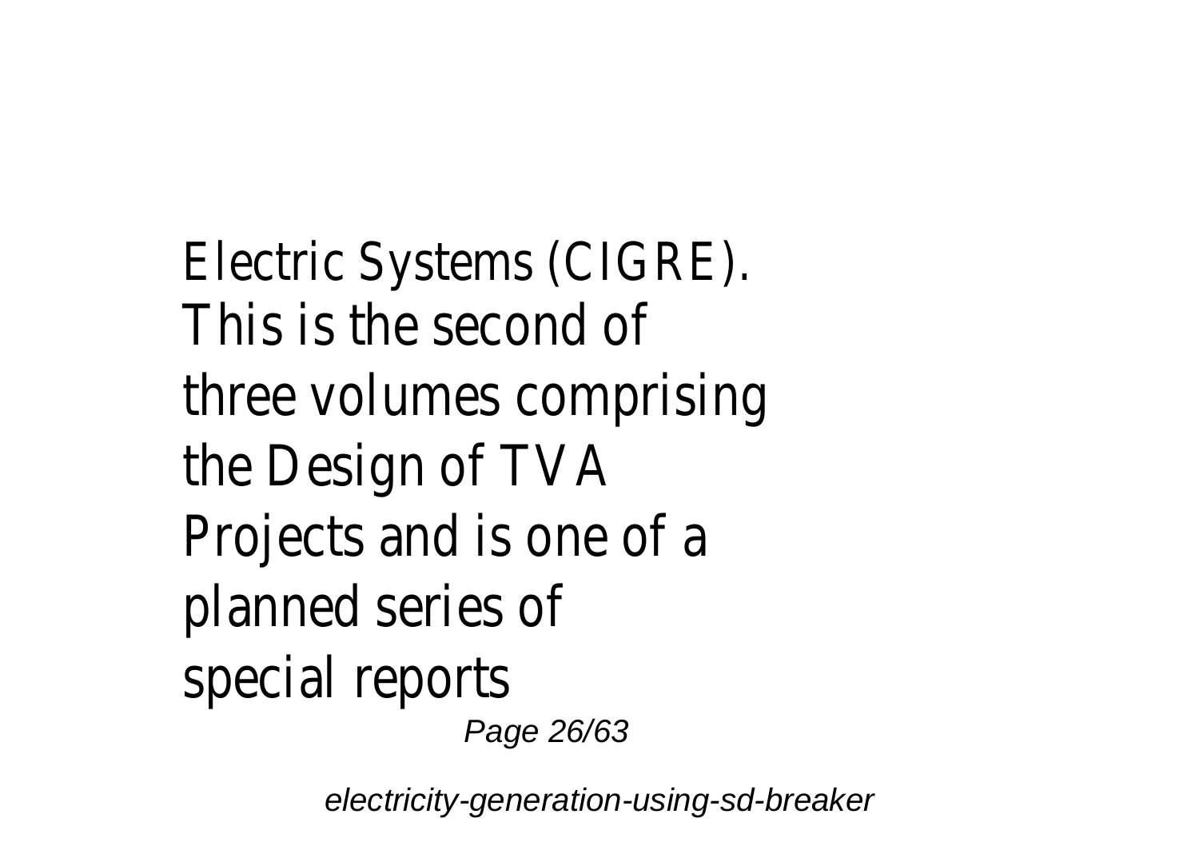Electric Systems (CIGRE). This is the second of three volumes comprising the Design of TVA Projects and is one of a planned series of special reports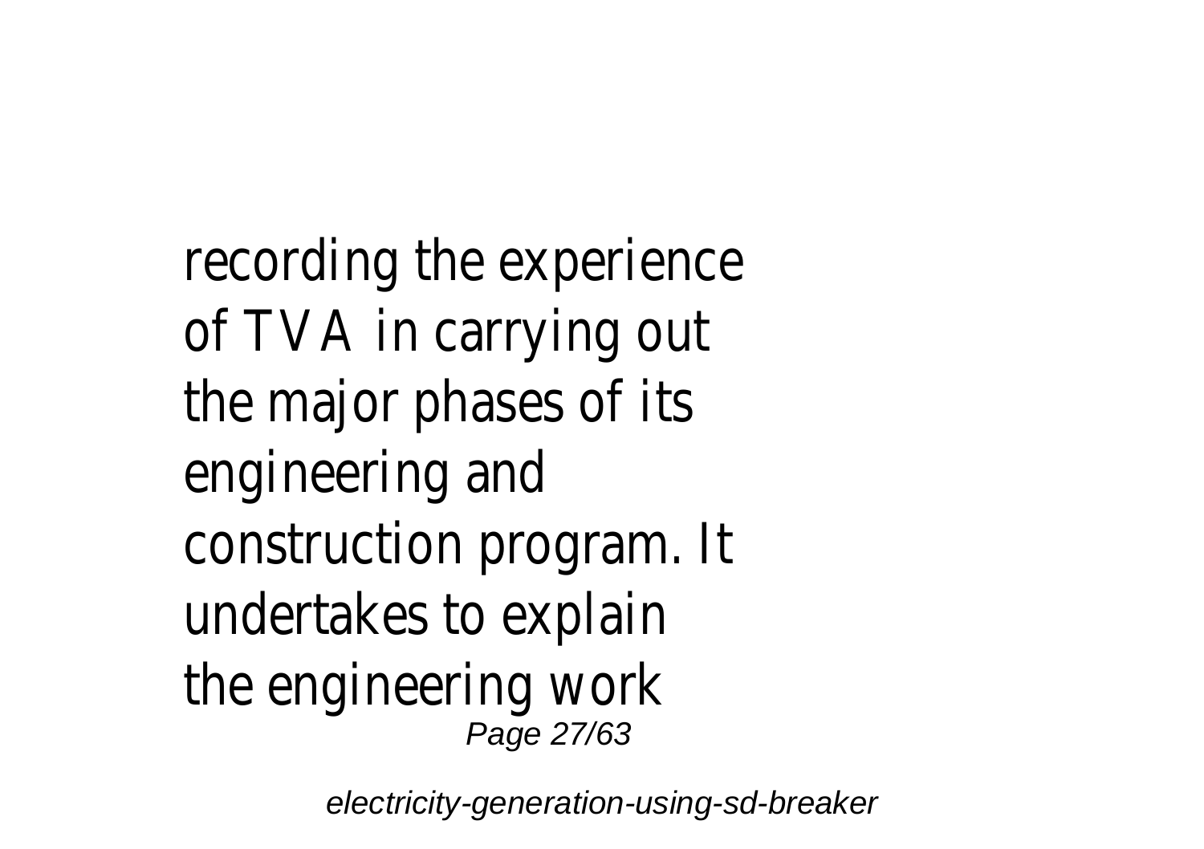recording the experience of TVA in carrying out the major phases of its engineering and construction program. It undertakes to explain the engineering work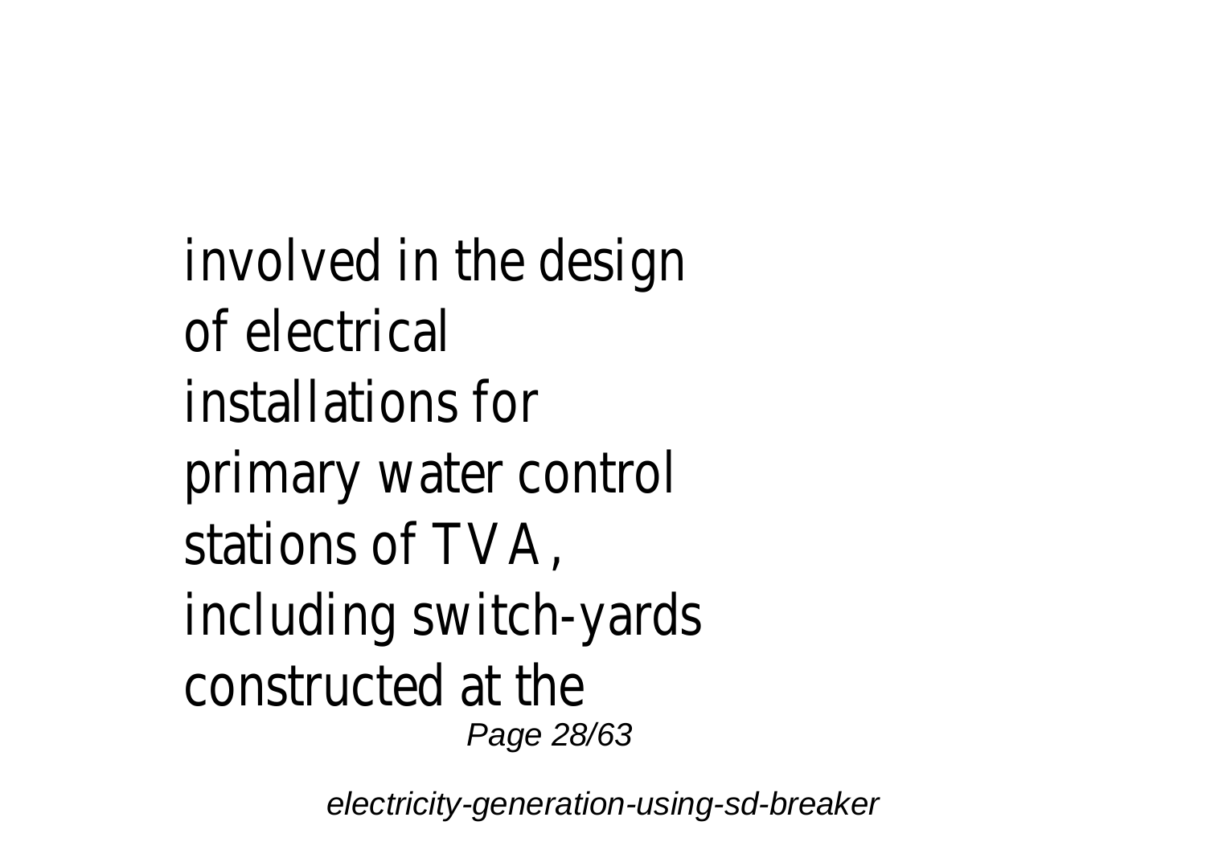involved in the design of electrical installations for primary water control stations of TVA, including switch-yards constructed at the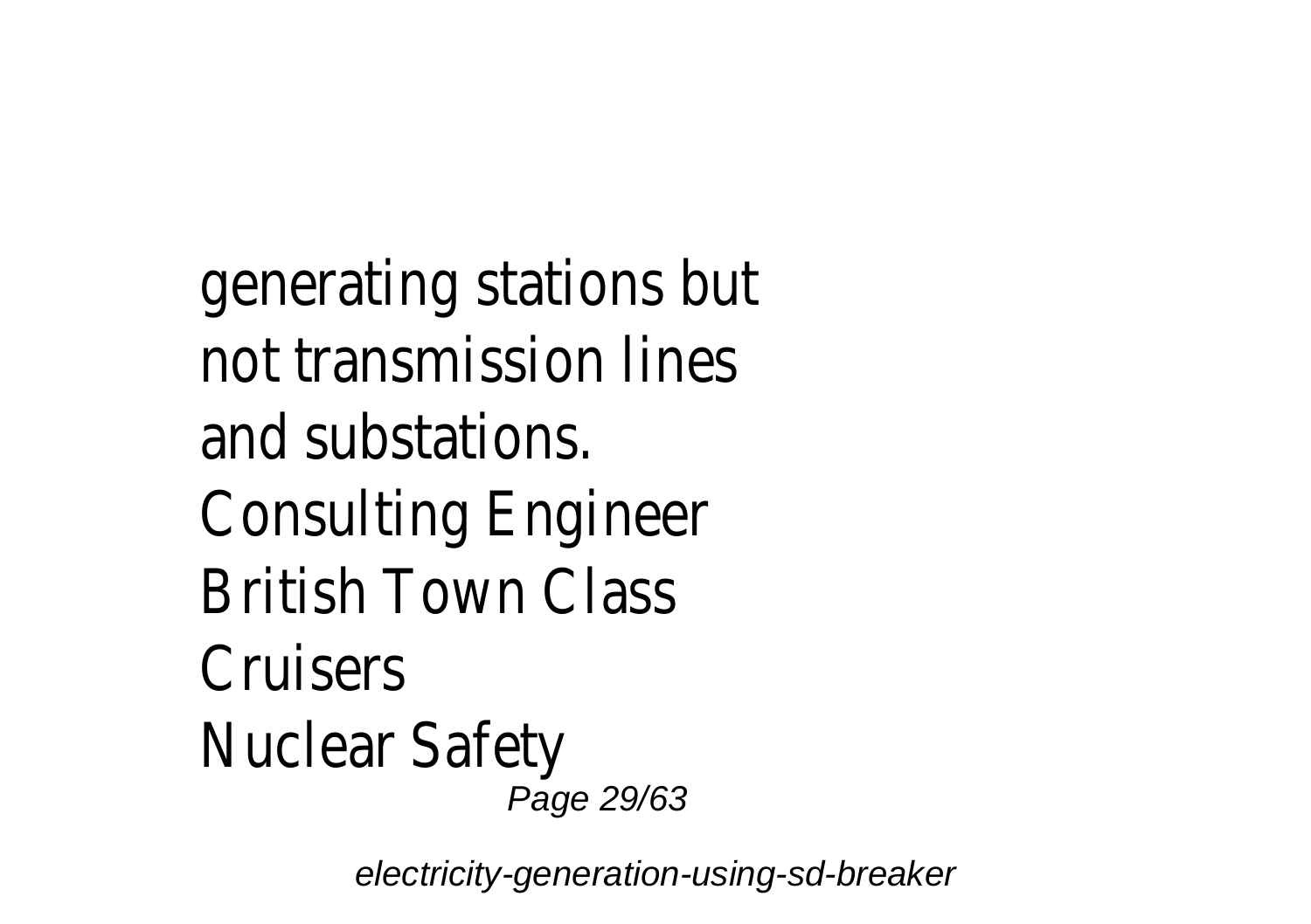generating stations but not transmission lines and substations.

Consulting Engineer

British Town Class Cruisers

Nuclear Safety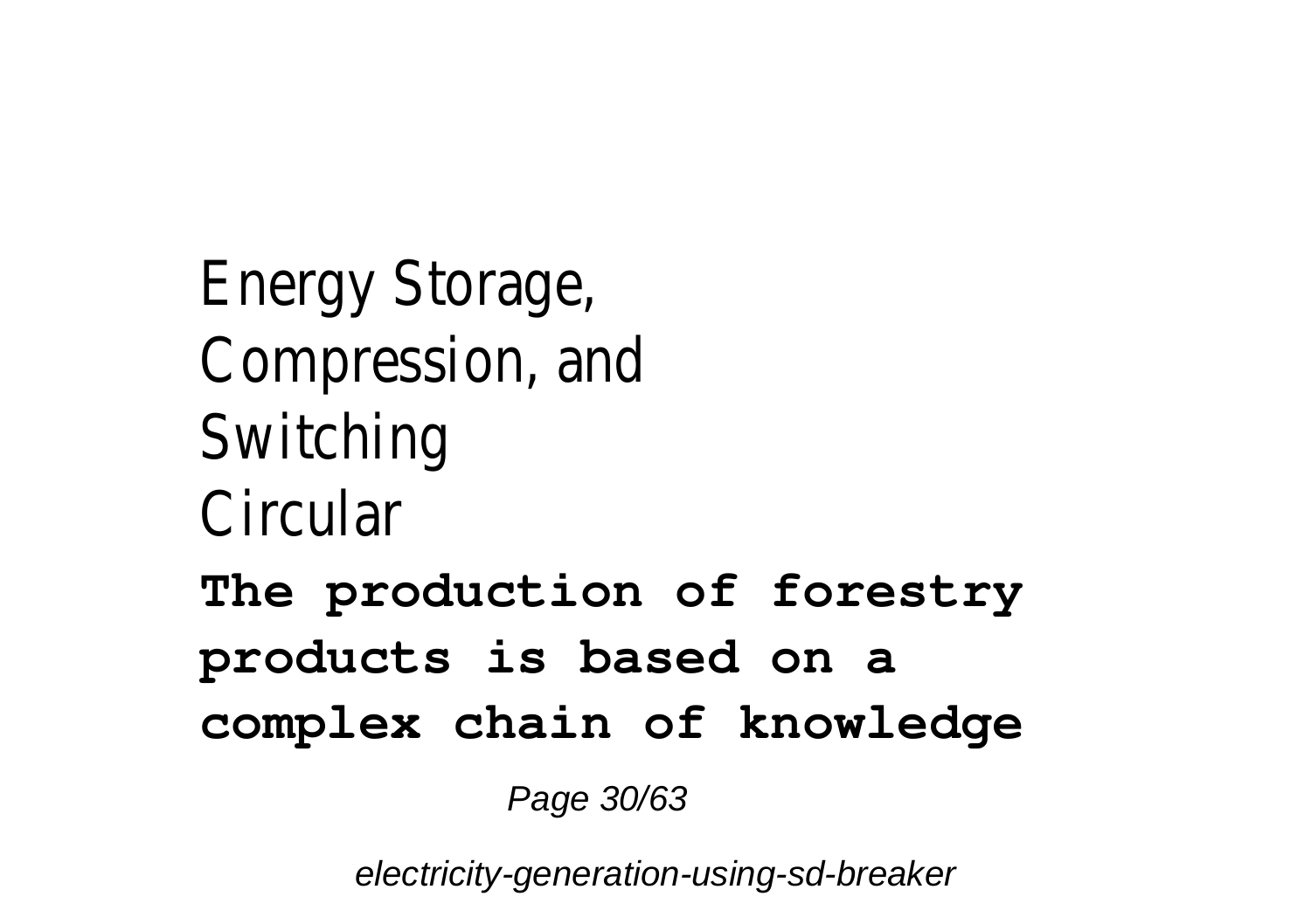Energy Storage, Compression, and Switching

Circular

**The production of forestry products is based on a complex chain of knowledge**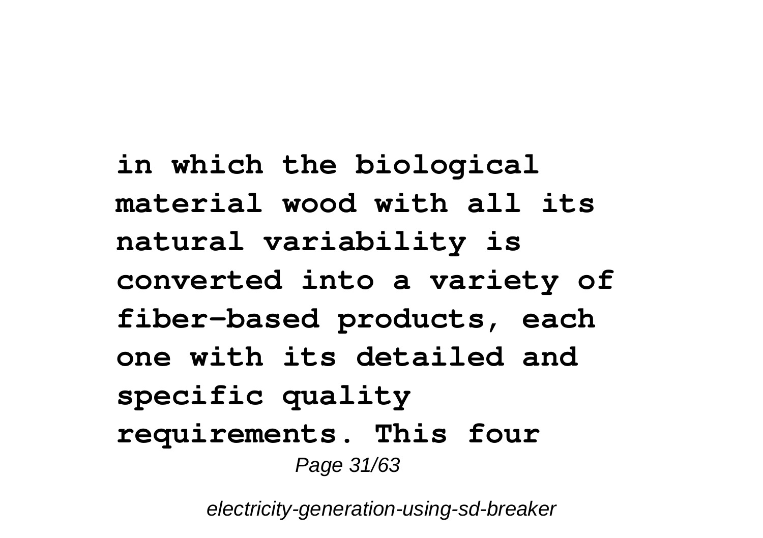**in which the biological material wood with all its natural variability is converted into a variety of fiber-based products, each one with its detailed and specific quality requirements. This four**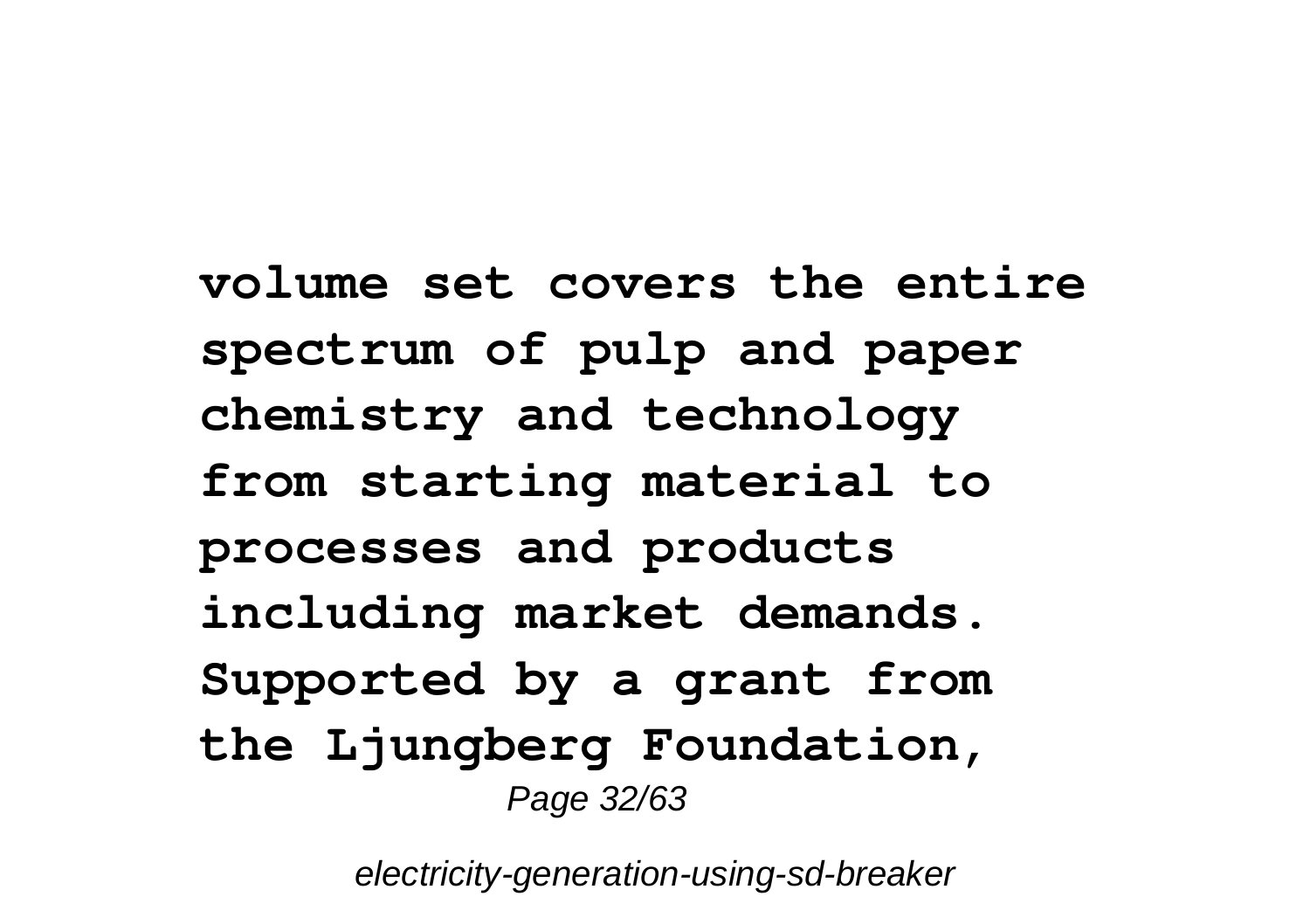**volume set covers the entire spectrum of pulp and paper chemistry and technology from starting material to processes and products including market demands. Supported by a grant from the Ljungberg Foundation,**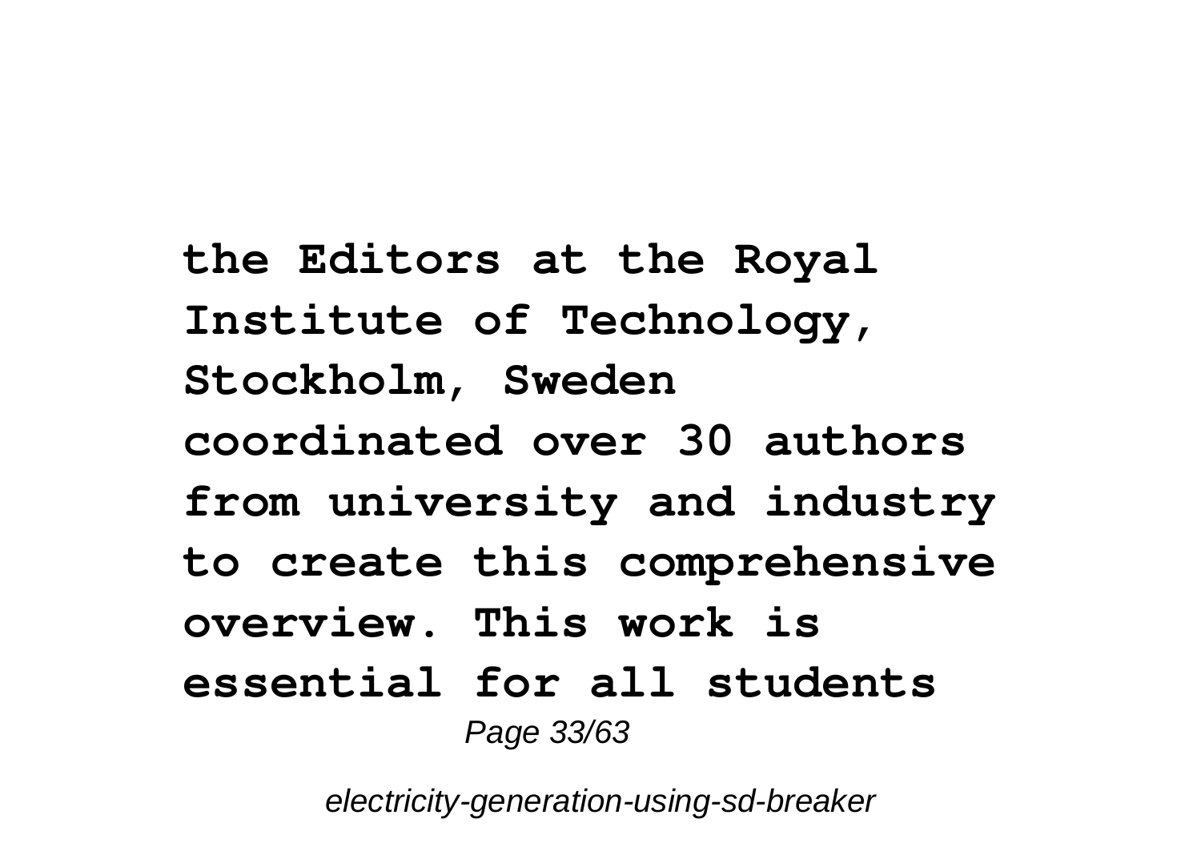**the Editors at the Royal Institute of Technology, Stockholm, Sweden coordinated over 30 authors from university and industry to create this comprehensive overview. This work is essential for all students**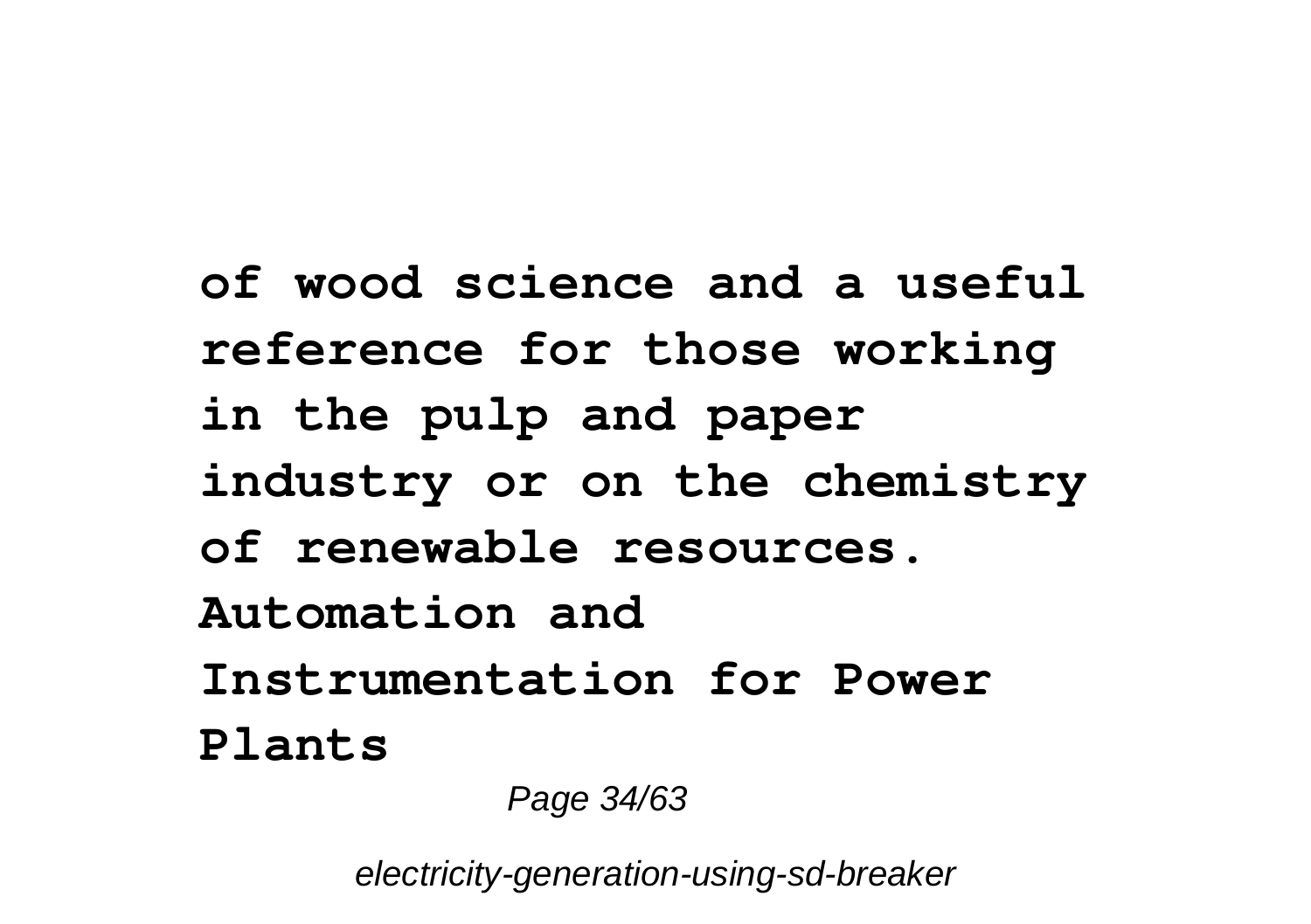**of wood science and a useful reference for those working in the pulp and paper industry or on the chemistry of renewable resources.**

**Automation and Instrumentation for Power Plants**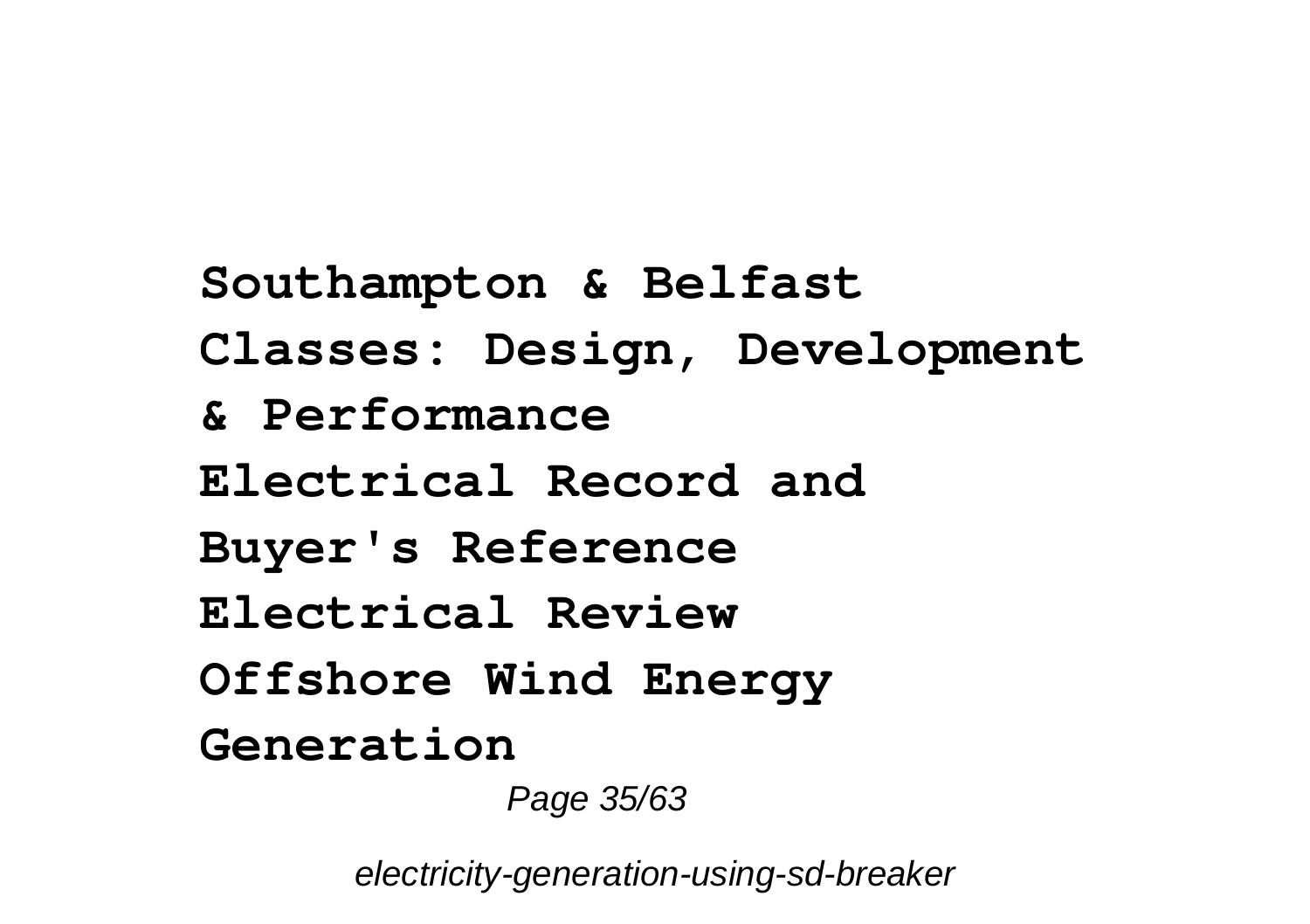**Southampton & Belfast Classes: Design, Development & Performance**
**Electrical Record and Buyer's Reference**
**Electrical Review**
**Offshore Wind Energy Generation**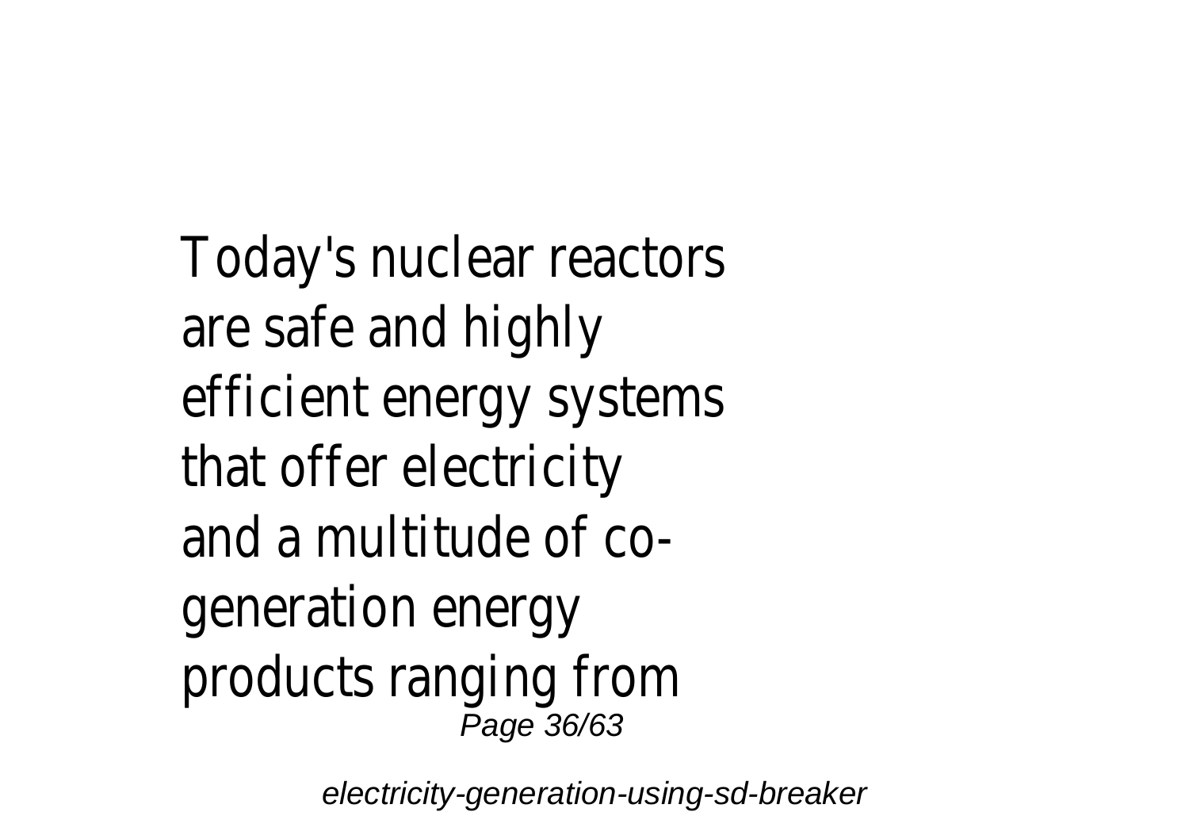Today's nuclear reactors are safe and highly efficient energy systems that offer electricity and a multitude of co-generation energy products ranging from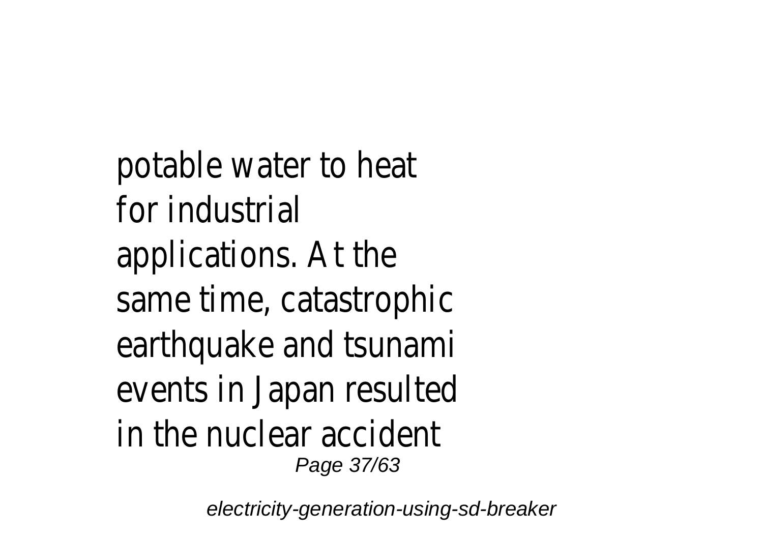potable water to heat for industrial applications. At the same time, catastrophic earthquake and tsunami events in Japan resulted in the nuclear accident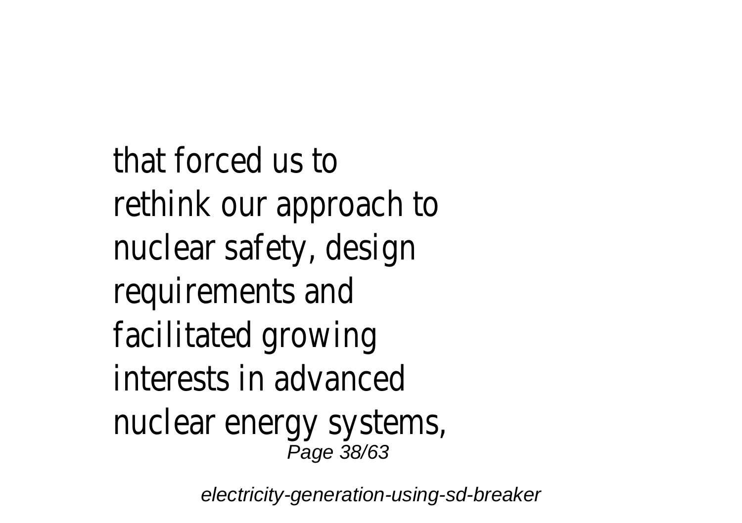that forced us to rethink our approach to nuclear safety, design requirements and facilitated growing interests in advanced nuclear energy systems,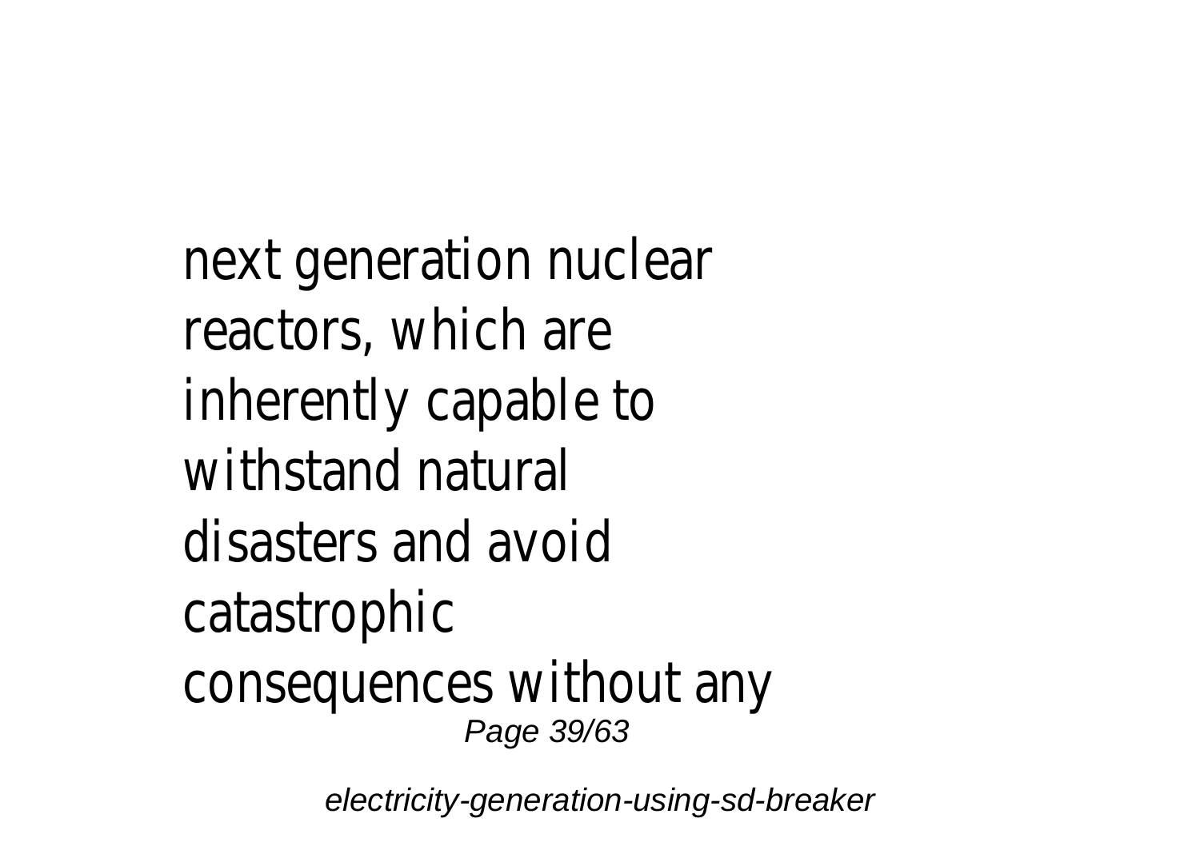next generation nuclear reactors, which are inherently capable to withstand natural disasters and avoid catastrophic consequences without any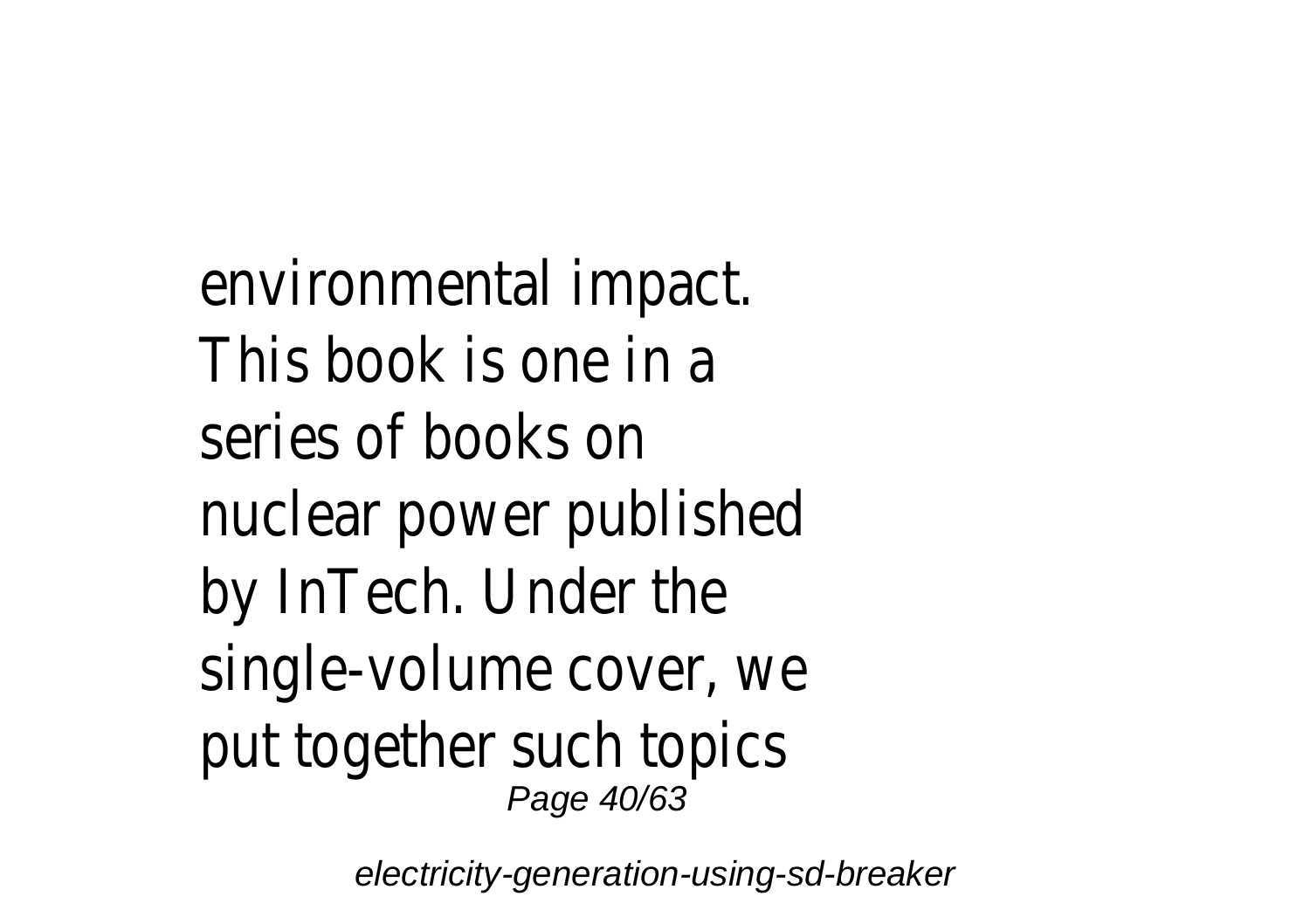environmental impact. This book is one in a series of books on nuclear power published by InTech. Under the single-volume cover, we put together such topics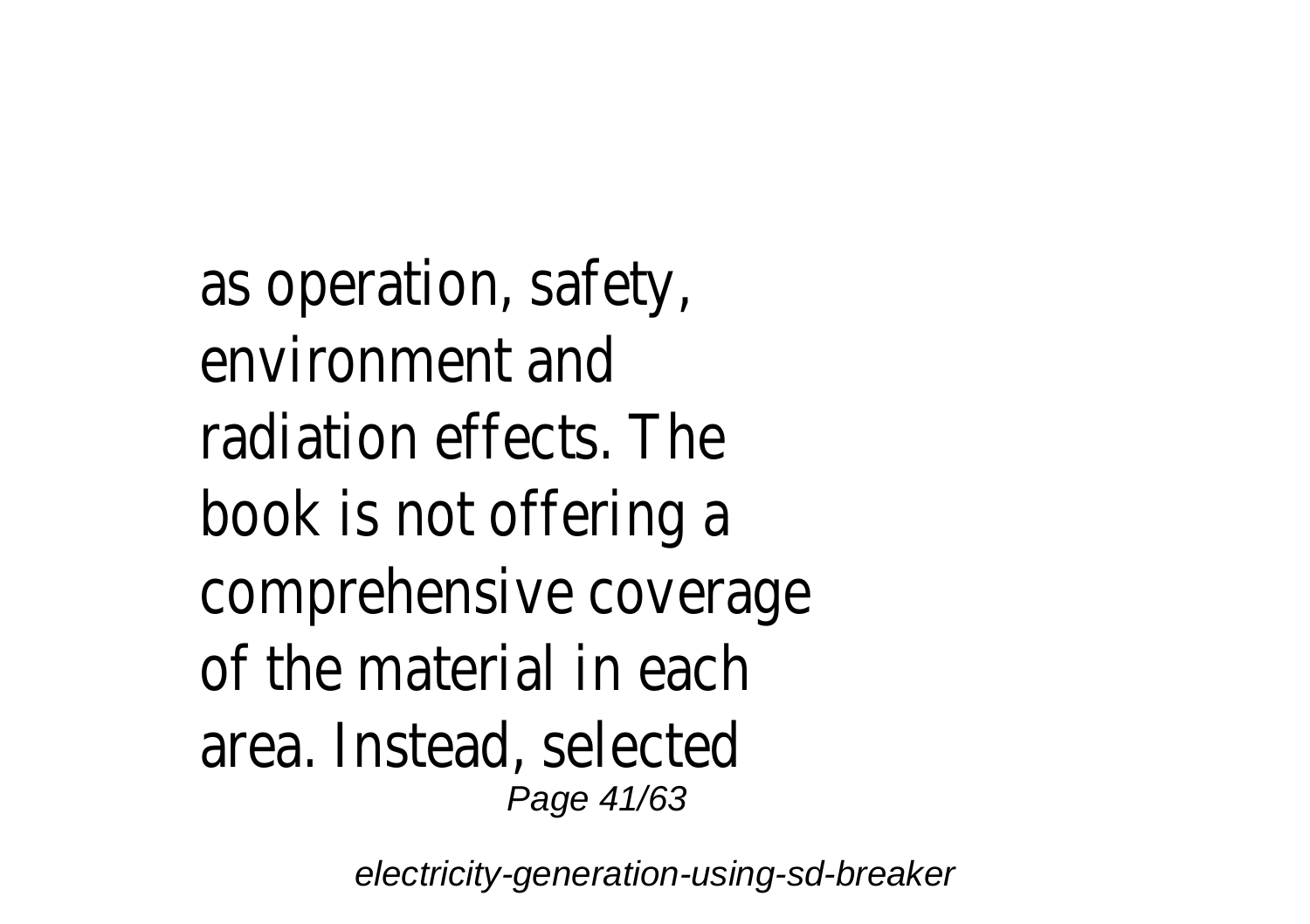as operation, safety, environment and radiation effects. The book is not offering a comprehensive coverage of the material in each area. Instead, selected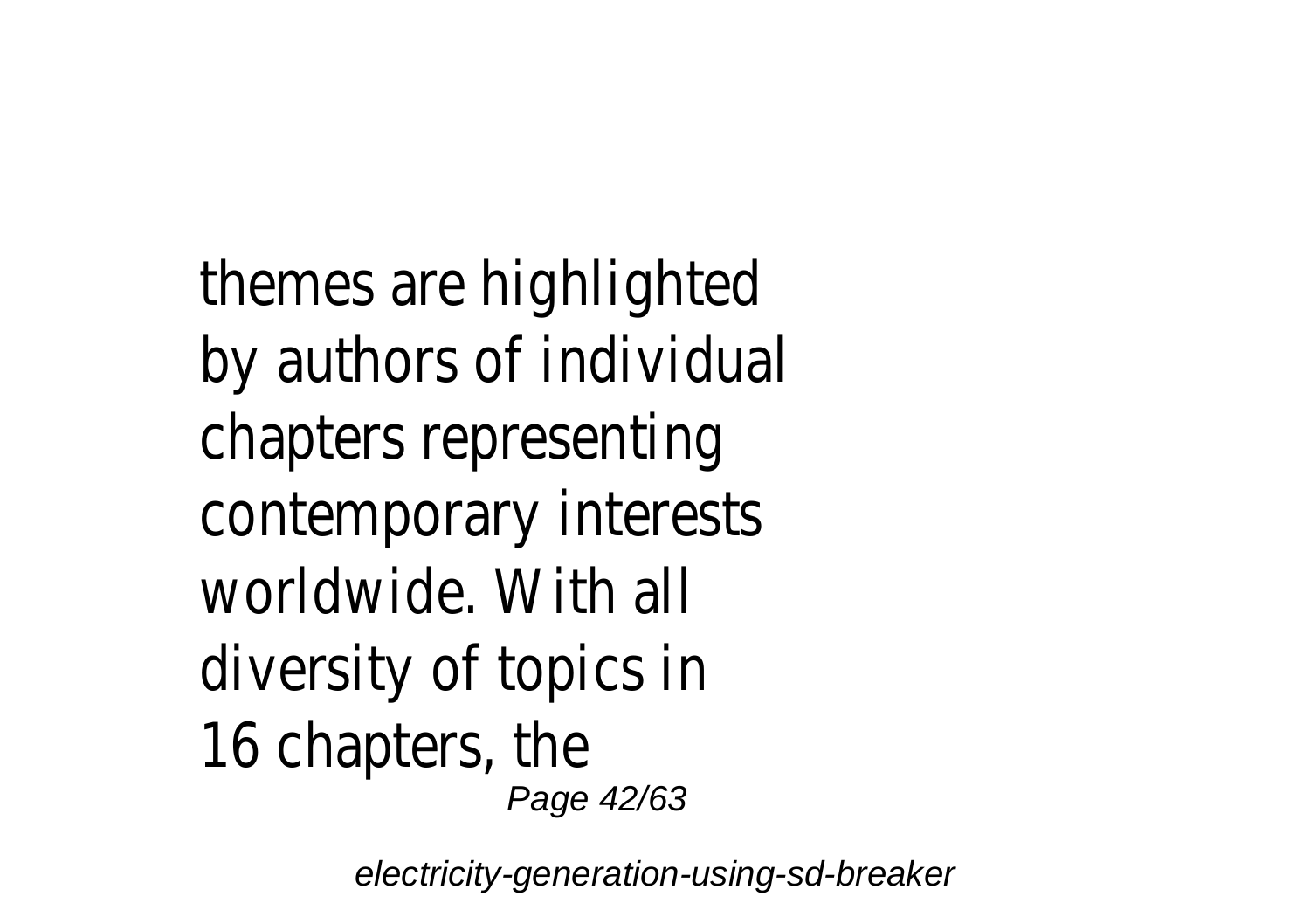themes are highlighted by authors of individual chapters representing contemporary interests worldwide. With all diversity of topics in 16 chapters, the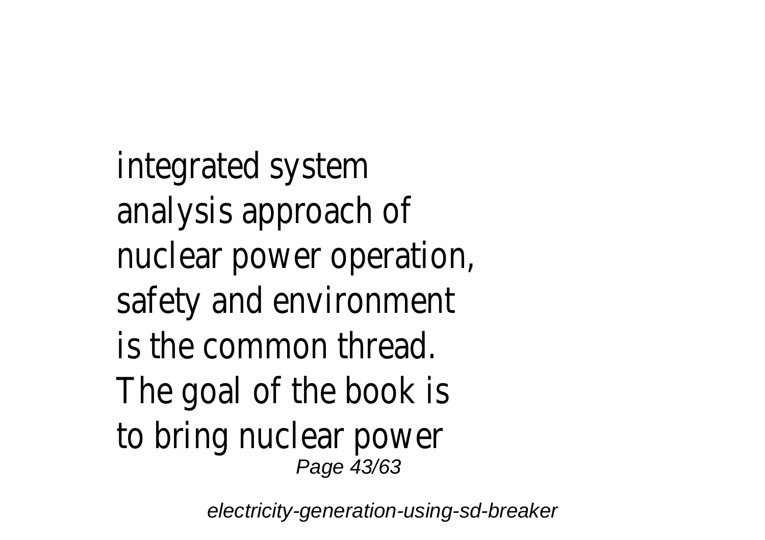integrated system analysis approach of nuclear power operation, safety and environment is the common thread. The goal of the book is to bring nuclear power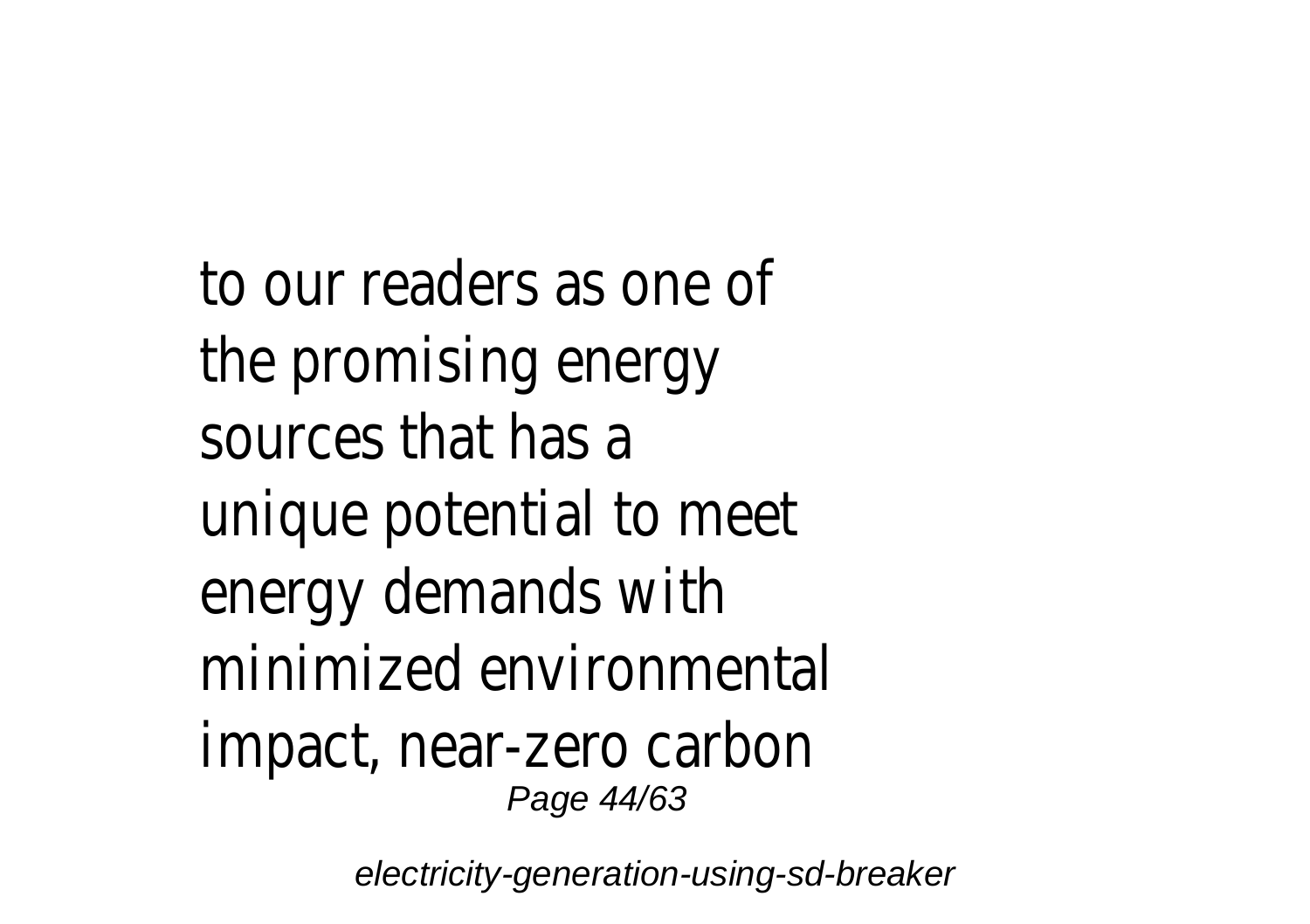to our readers as one of the promising energy sources that has a unique potential to meet energy demands with minimized environmental impact, near-zero carbon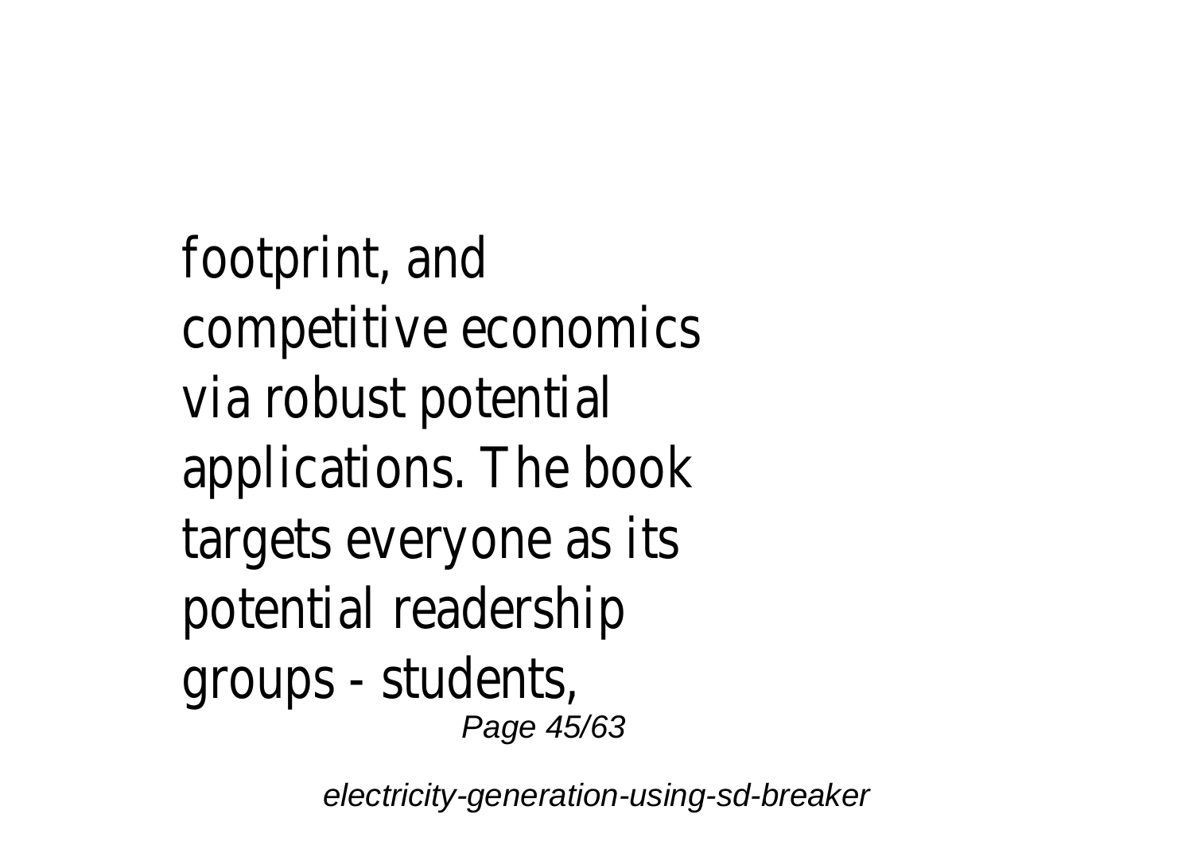footprint, and competitive economics via robust potential applications. The book targets everyone as its potential readership groups - students,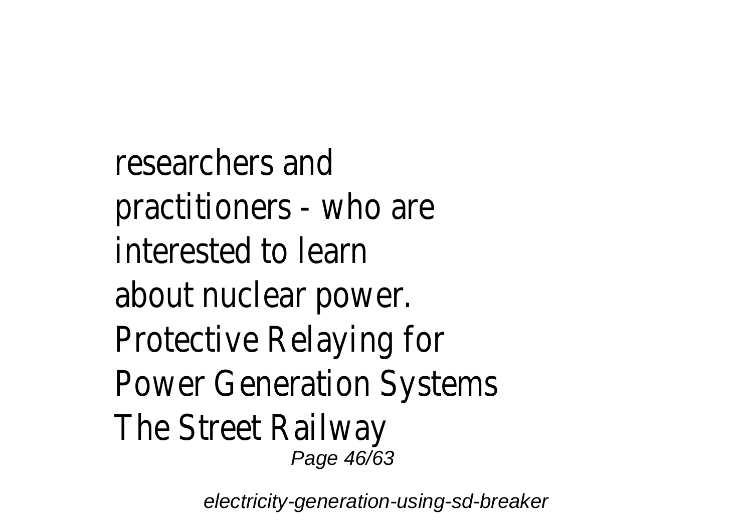researchers and practitioners - who are interested to learn about nuclear power.

Protective Relaying for Power Generation Systems

The Street Railway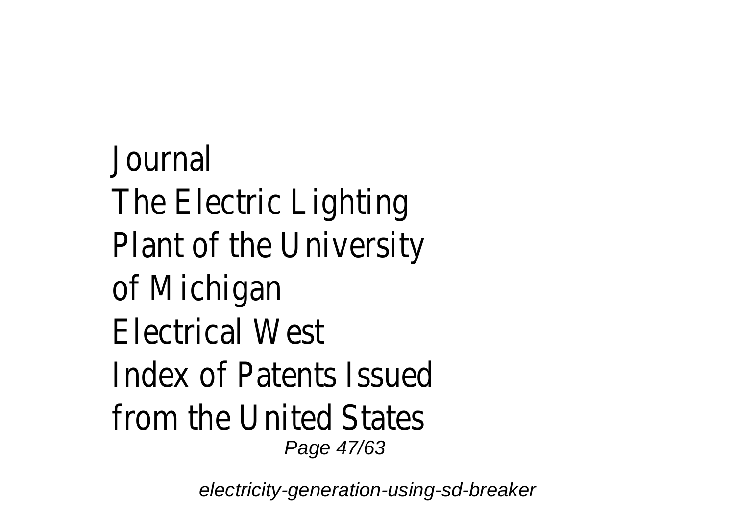Journal
The Electric Lighting Plant of the University of Michigan
Electrical West
Index of Patents Issued from the United States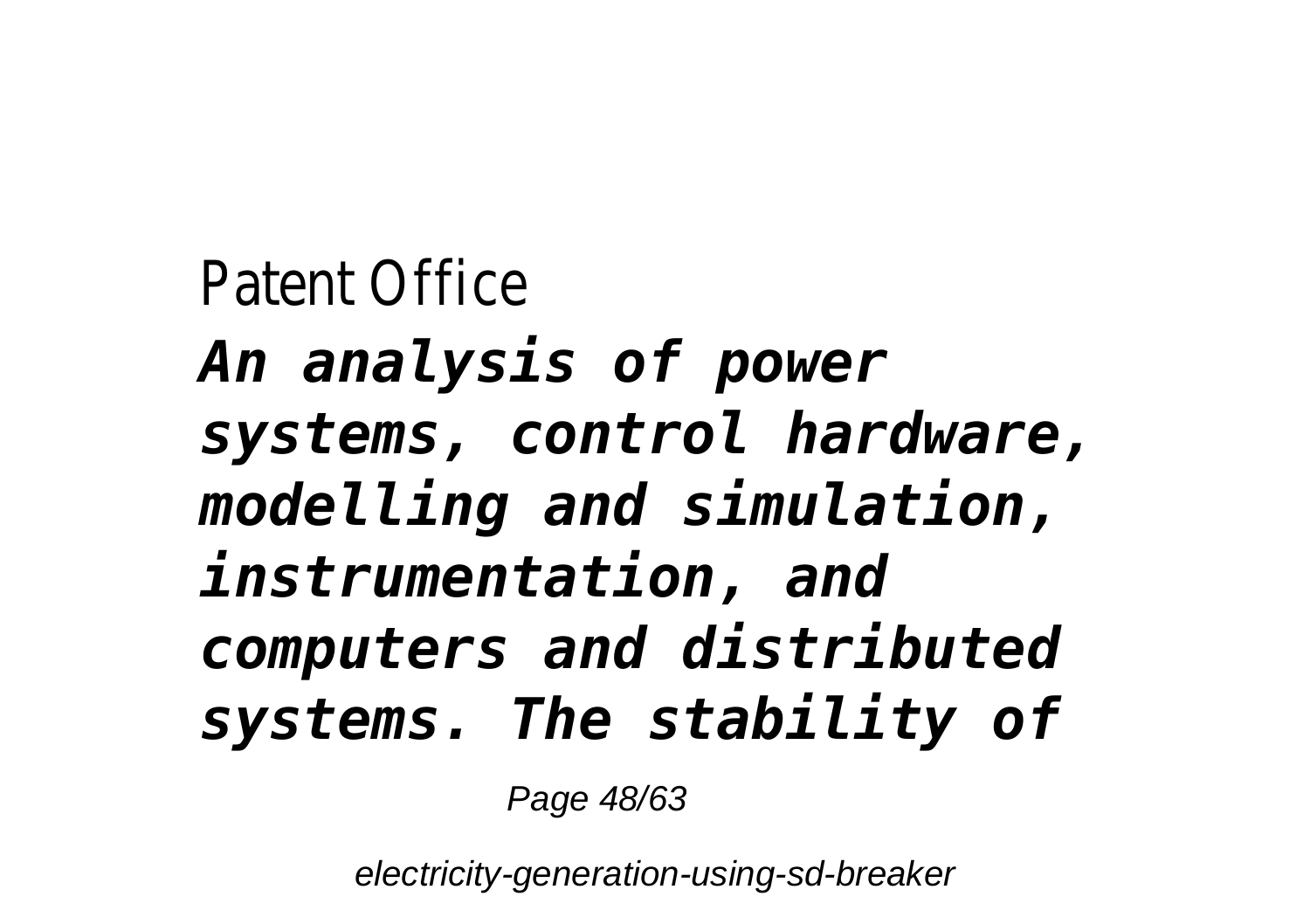Patent Office

***An analysis of power systems, control hardware, modelling and simulation, instrumentation, and computers and distributed systems. The stability of***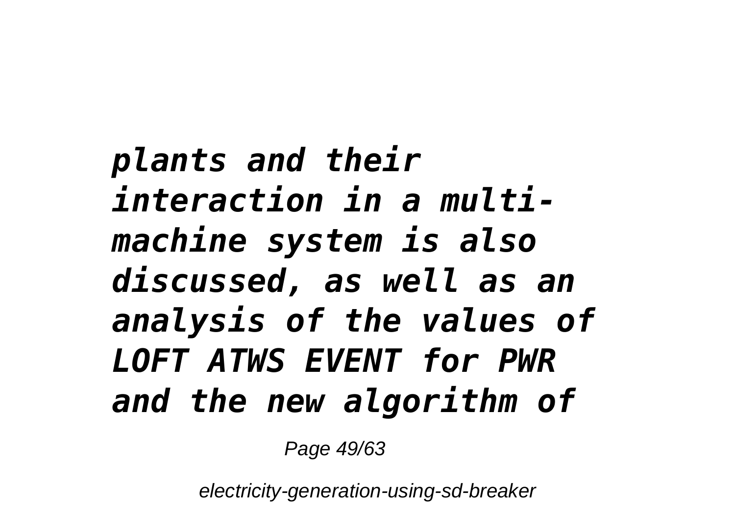*plants and their interaction in a multi-machine system is also discussed, as well as an analysis of the values of LOFT ATWS EVENT for PWR and the new algorithm of*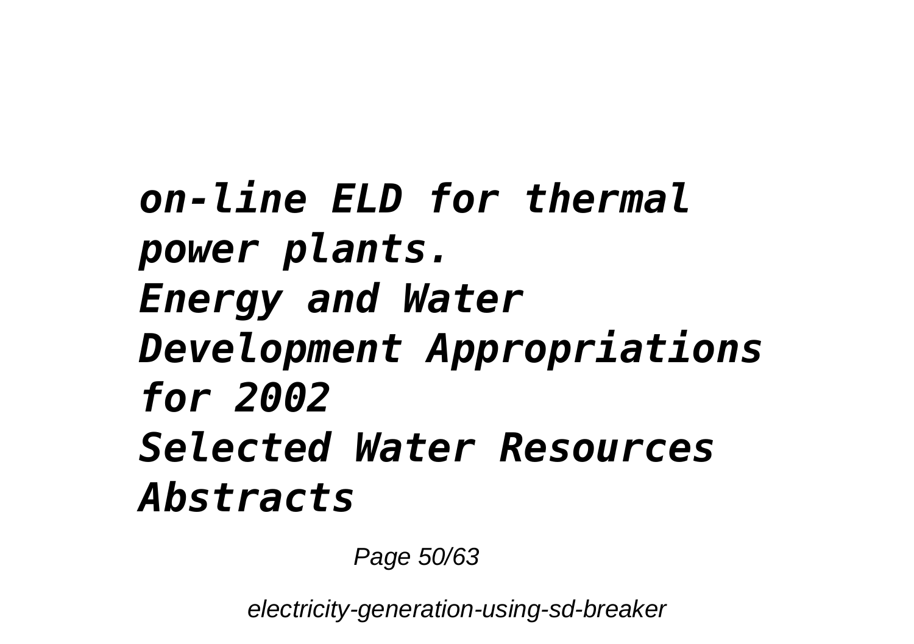*on-line ELD for thermal power plants.*

*Energy and Water Development Appropriations for 2002*

*Selected Water Resources Abstracts*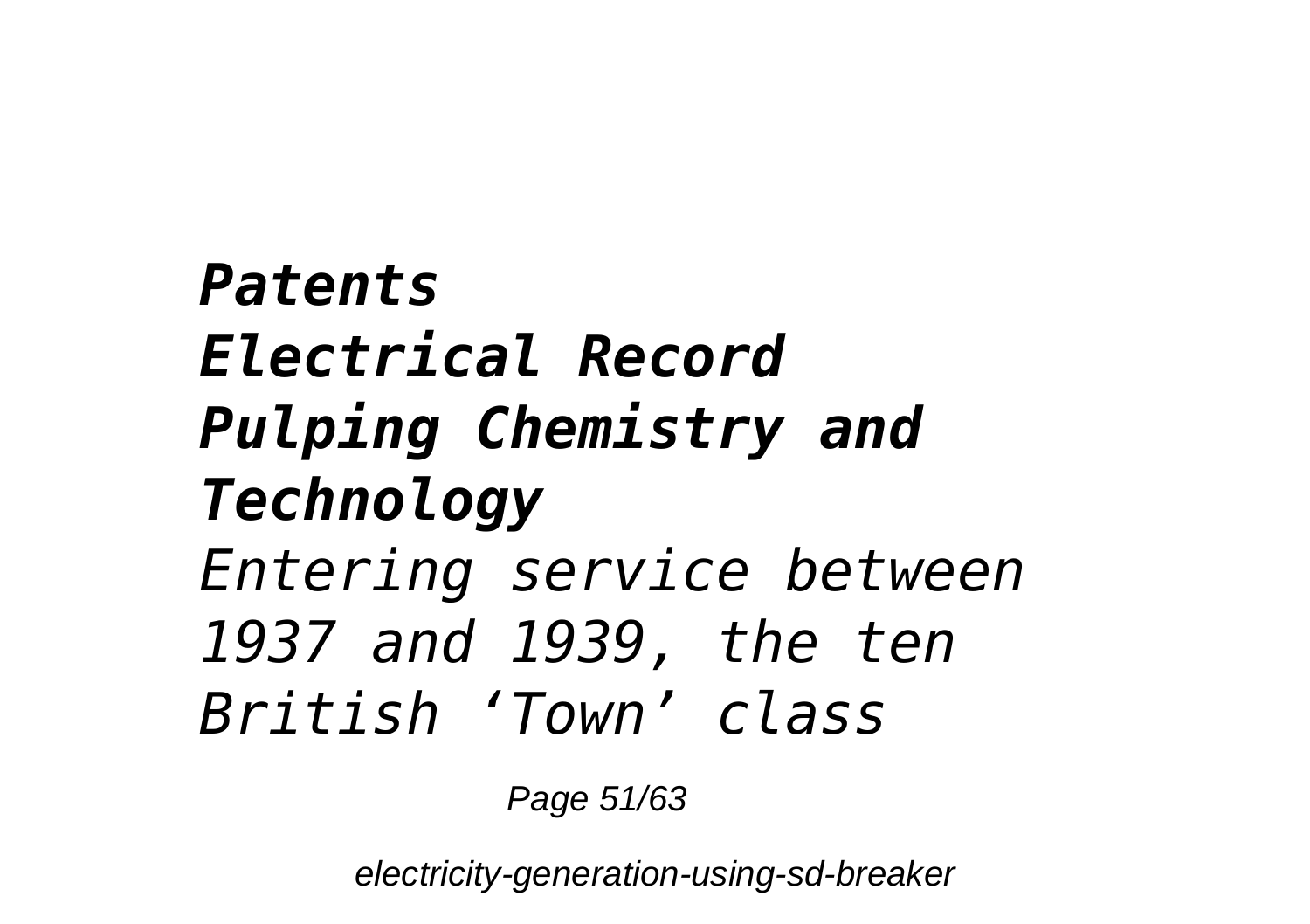***Patents***
***Electrical Record***
***Pulping Chemistry and Technology***

*Entering service between 1937 and 1939, the ten British ‘Town’ class*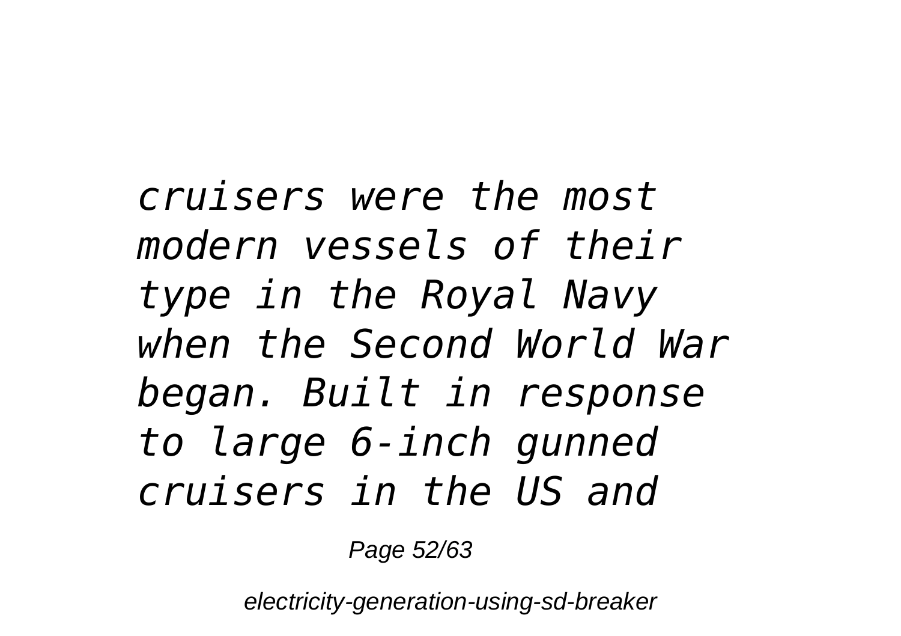*cruisers were the most modern vessels of their type in the Royal Navy when the Second World War began. Built in response to large 6-inch gunned cruisers in the US and*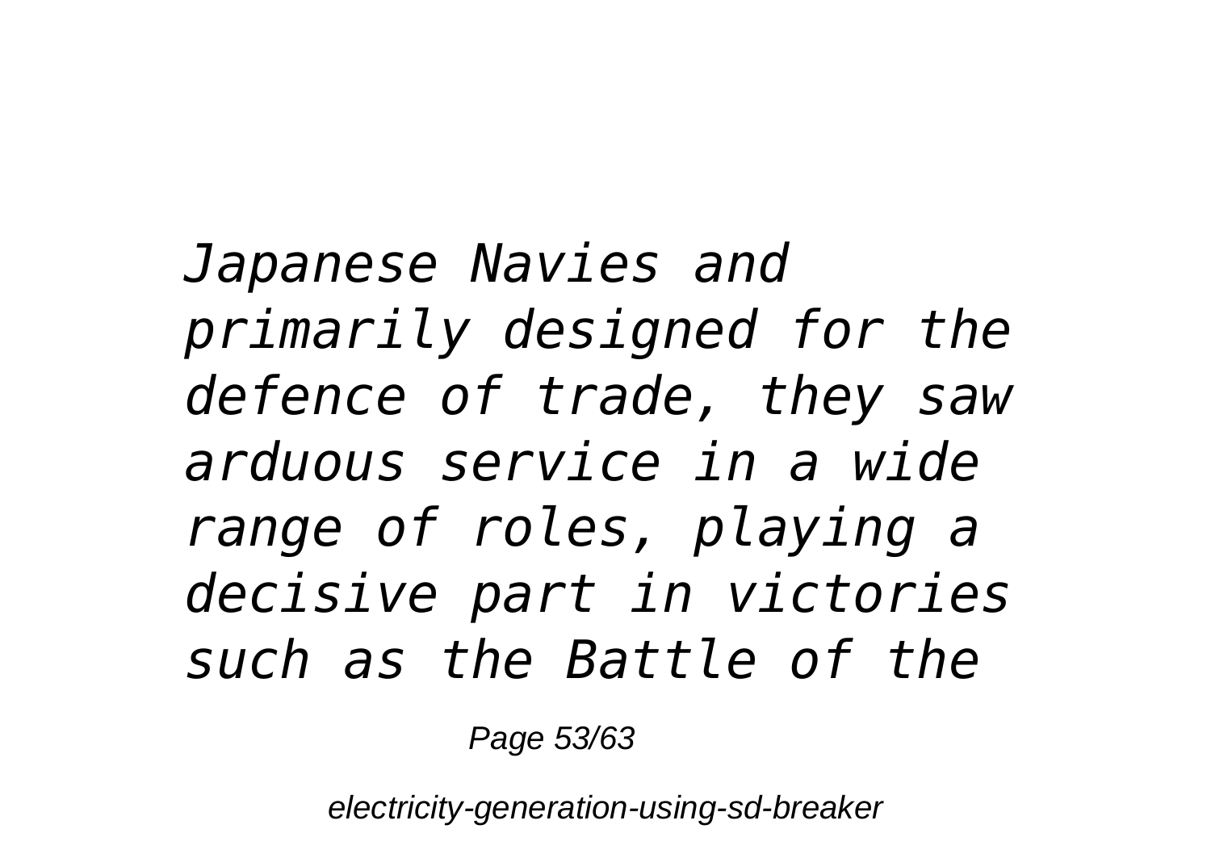*Japanese Navies and primarily designed for the defence of trade, they saw arduous service in a wide range of roles, playing a decisive part in victories such as the Battle of the*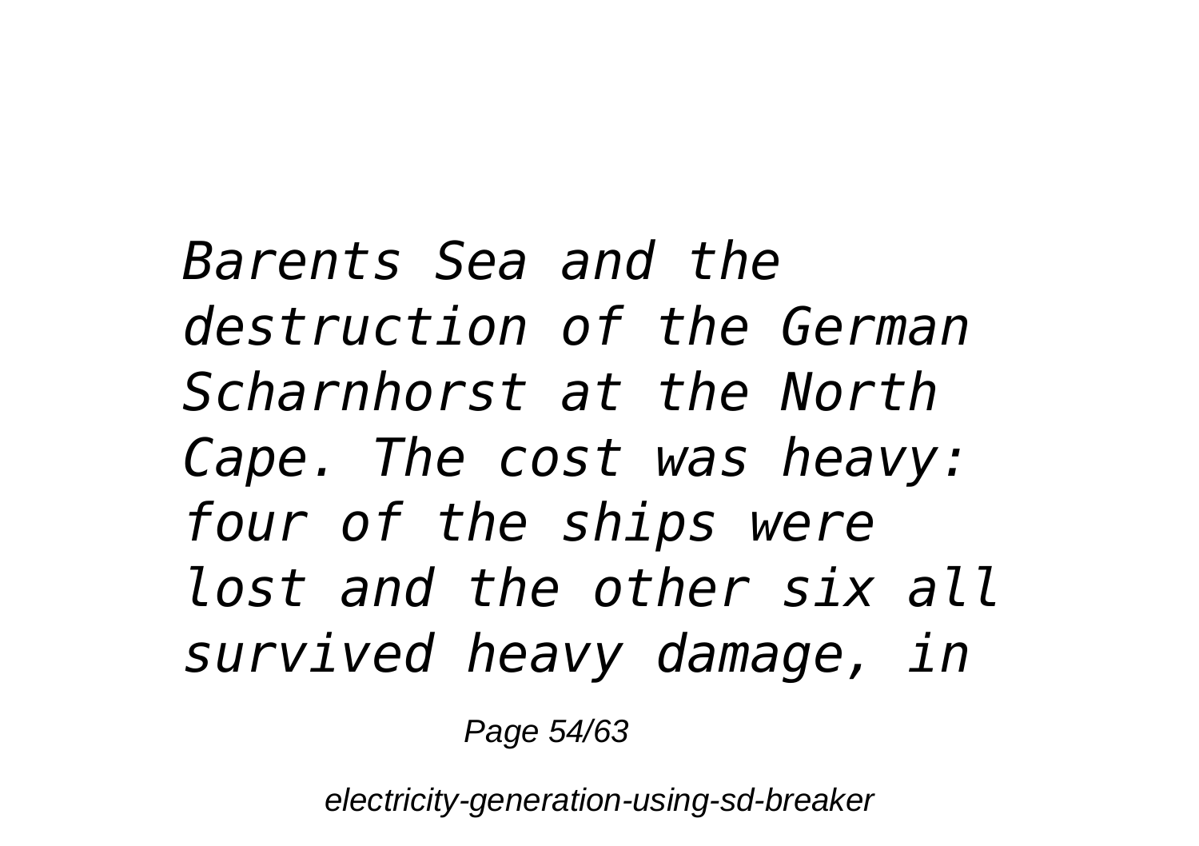*Barents Sea and the destruction of the German Scharnhorst at the North Cape. The cost was heavy: four of the ships were lost and the other six all survived heavy damage, in*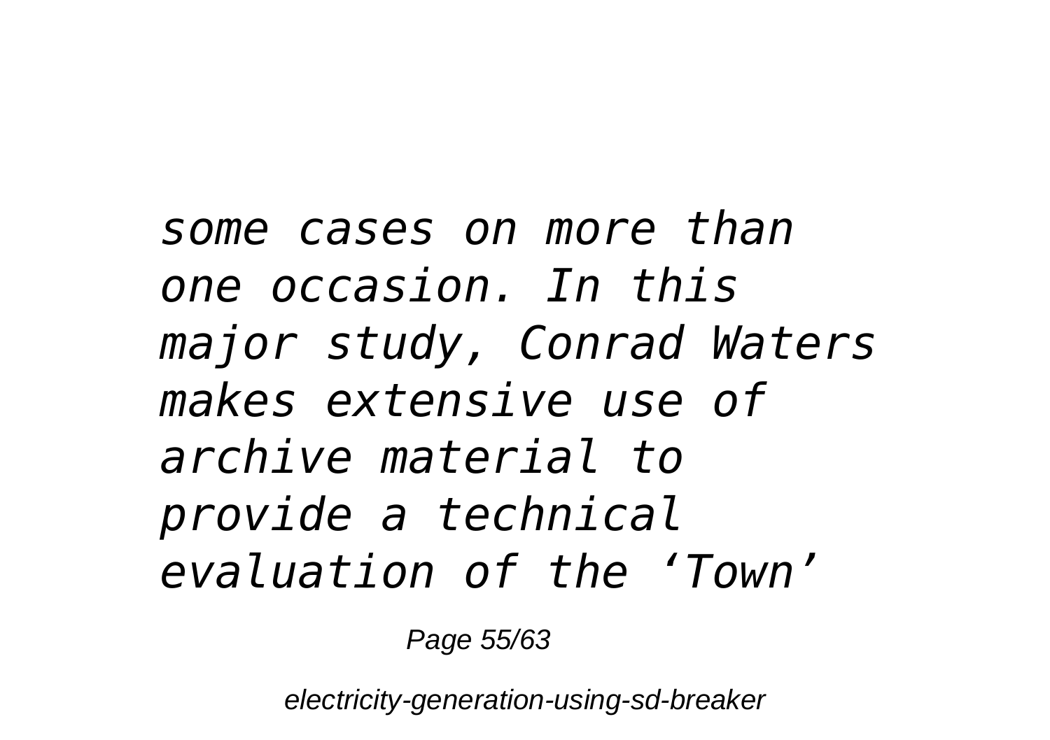*some cases on more than one occasion. In this major study, Conrad Waters makes extensive use of archive material to provide a technical evaluation of the 'Town'*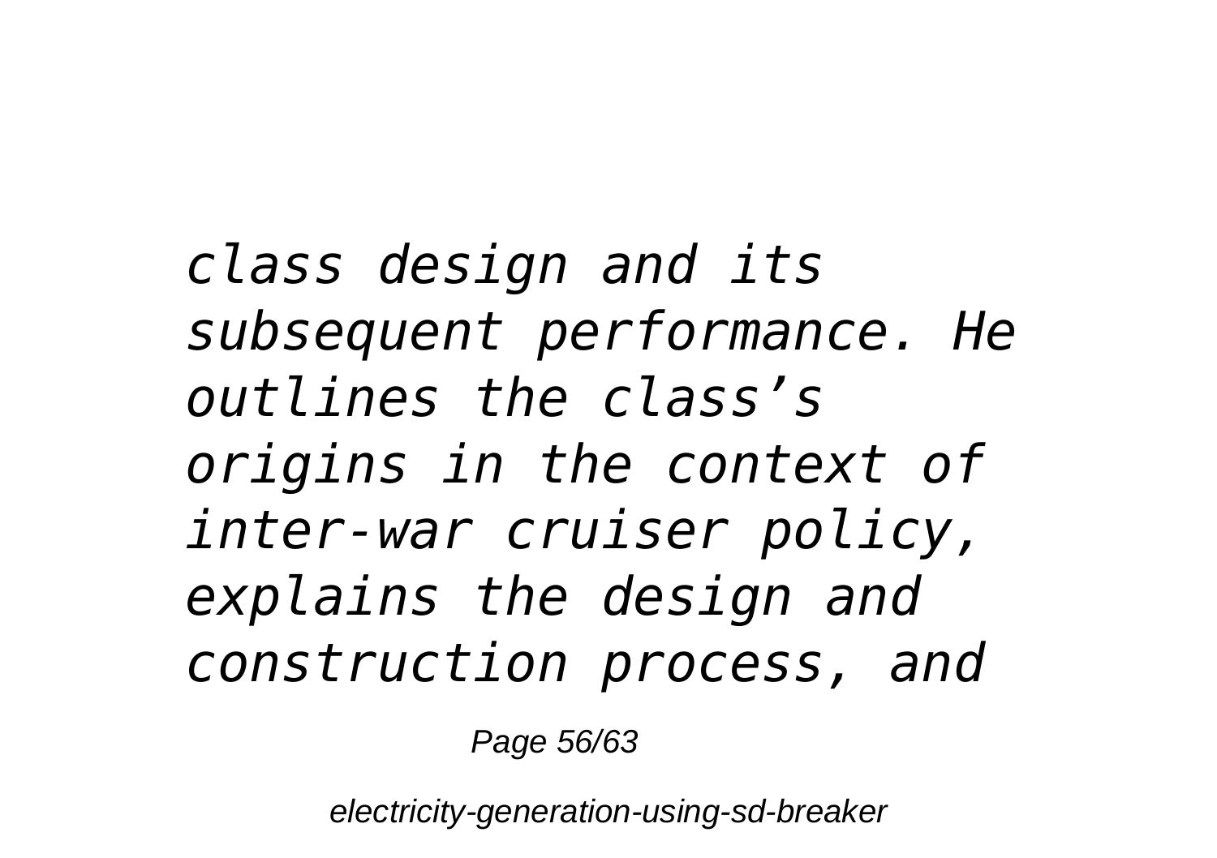*class design and its subsequent performance. He outlines the class’s origins in the context of inter-war cruiser policy, explains the design and construction process, and*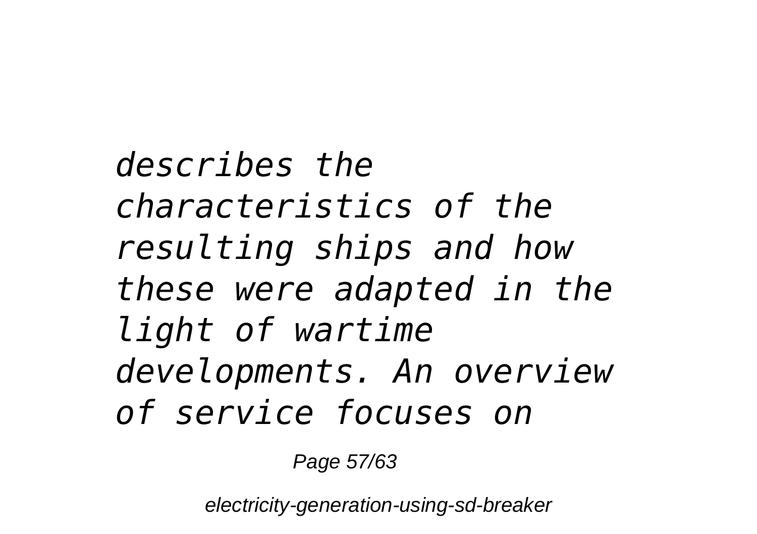*describes the characteristics of the resulting ships and how these were adapted in the light of wartime developments. An overview of service focuses on*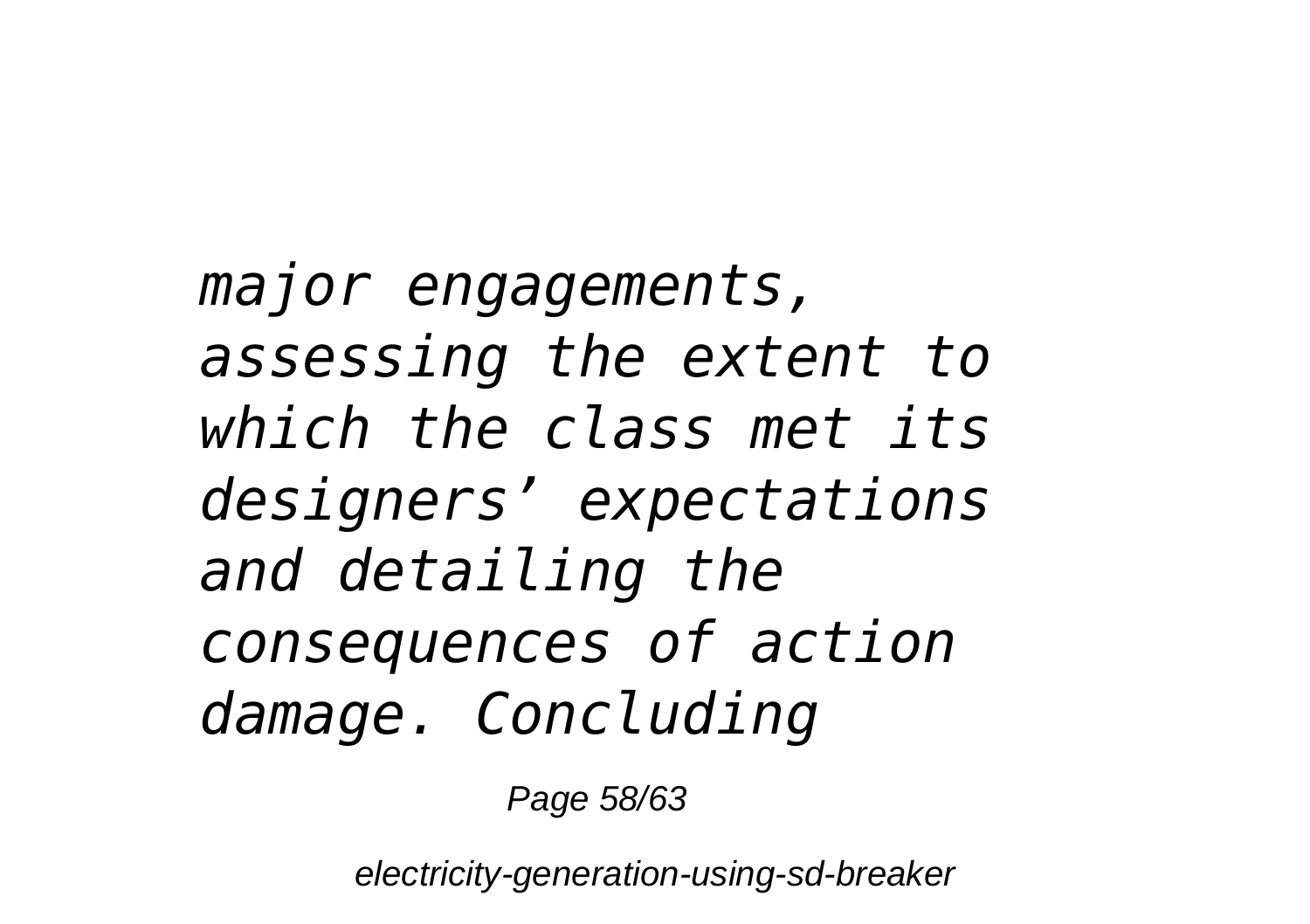*major engagements, assessing the extent to which the class met its designers' expectations and detailing the consequences of action damage. Concluding*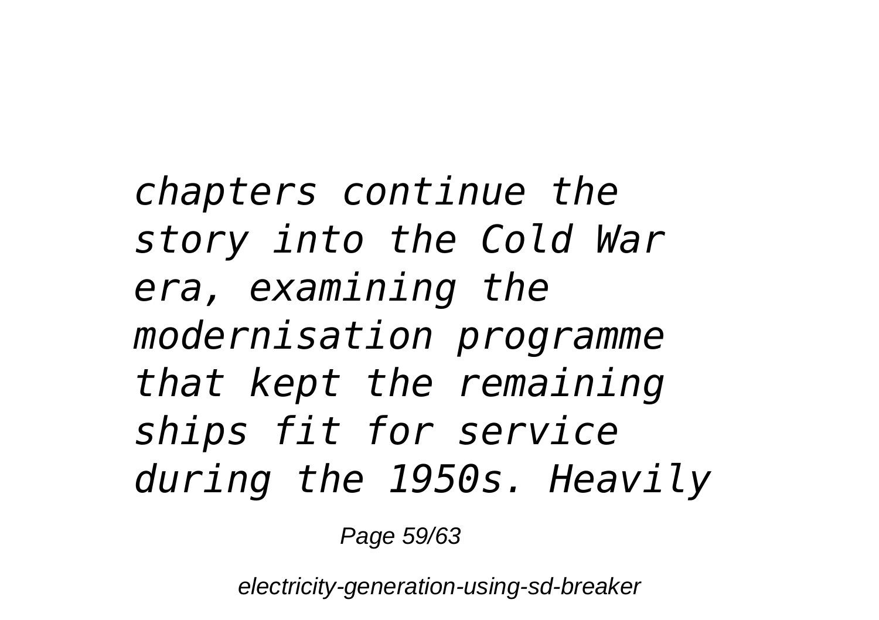*chapters continue the story into the Cold War era, examining the modernisation programme that kept the remaining ships fit for service during the 1950s. Heavily*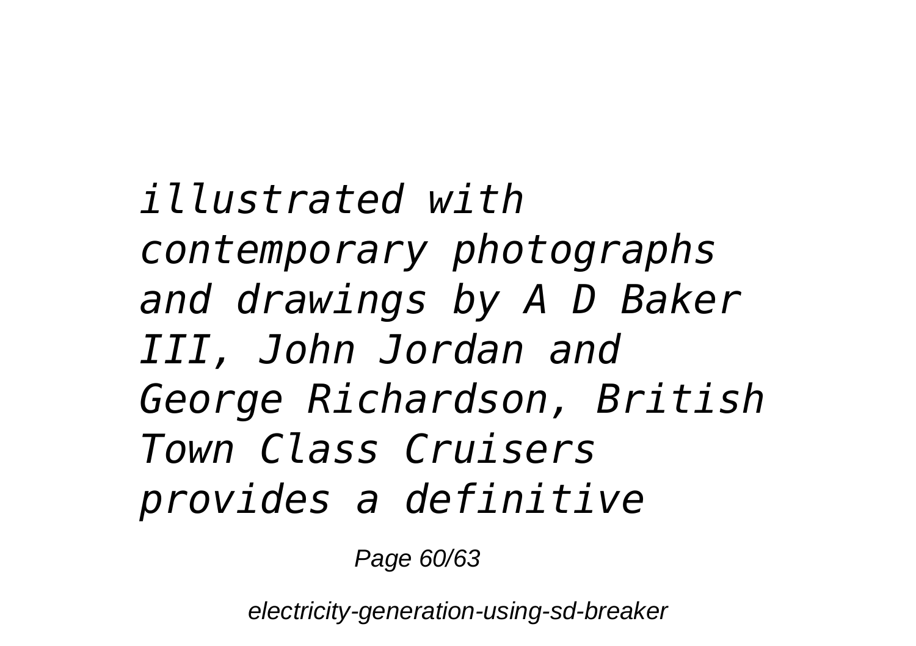*illustrated with contemporary photographs and drawings by A D Baker III, John Jordan and George Richardson, British Town Class Cruisers provides a definitive*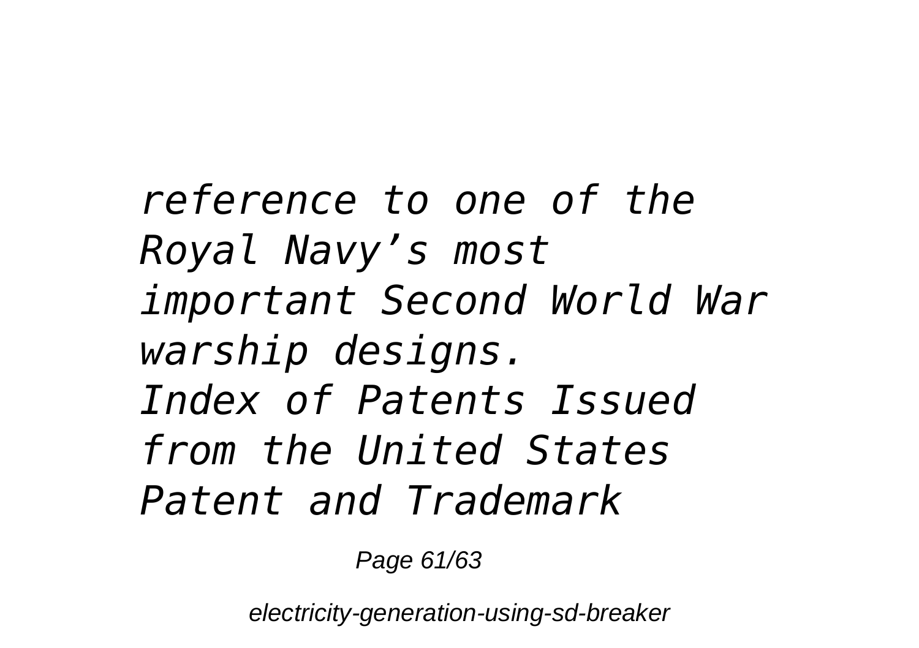*reference to one of the Royal Navy's most important Second World War warship designs.*
*Index of Patents Issued from the United States Patent and Trademark*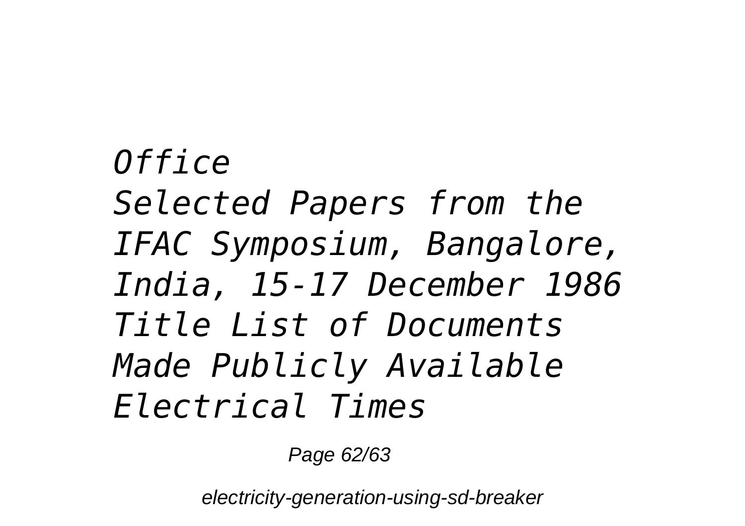*Office*
*Selected Papers from the IFAC Symposium, Bangalore, India, 15-17 December 1986*
*Title List of Documents Made Publicly Available*
*Electrical Times*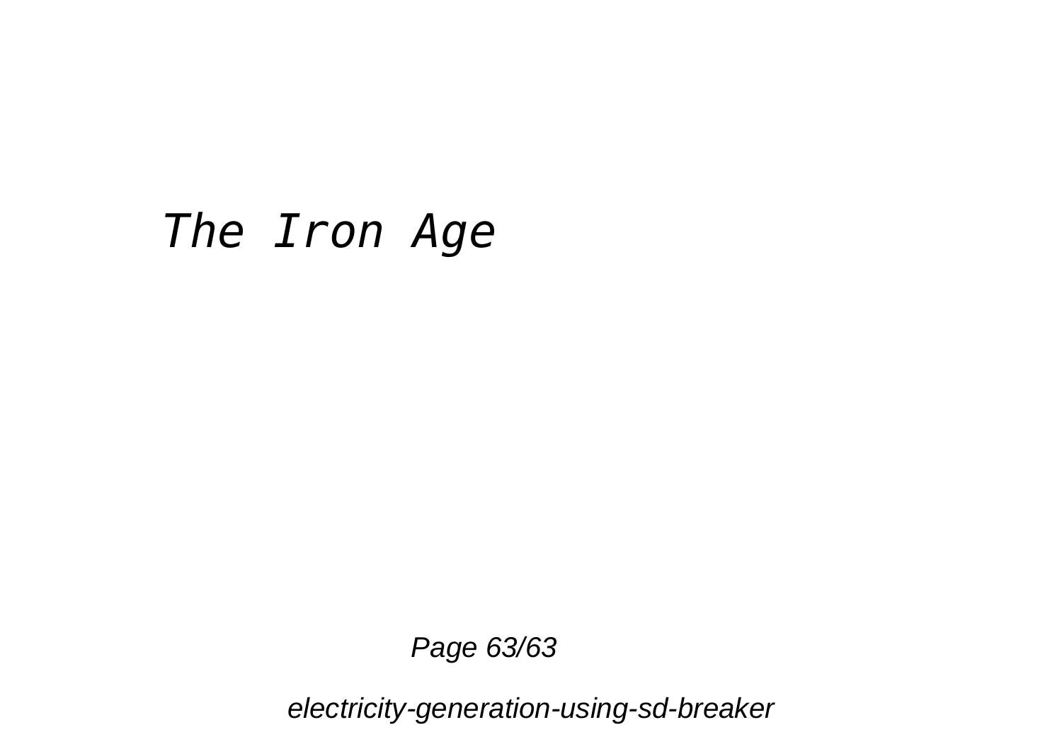*The Iron Age*